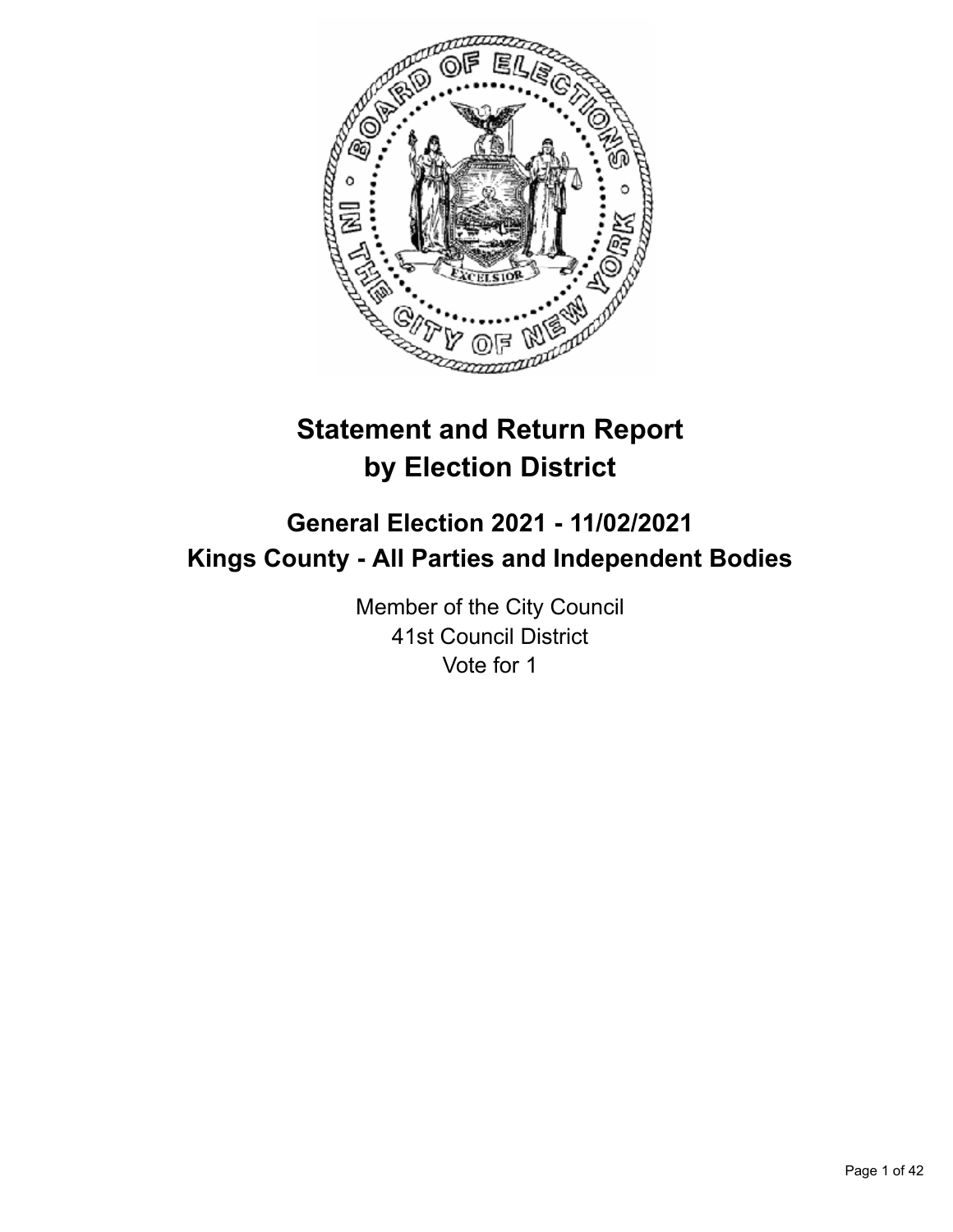# Statement and Return Report by Election District

## General Election 2021 - 11/02/2021
## Kings County - All Parties and Independent Bodies

Member of the City Council
41st Council District
Vote for 1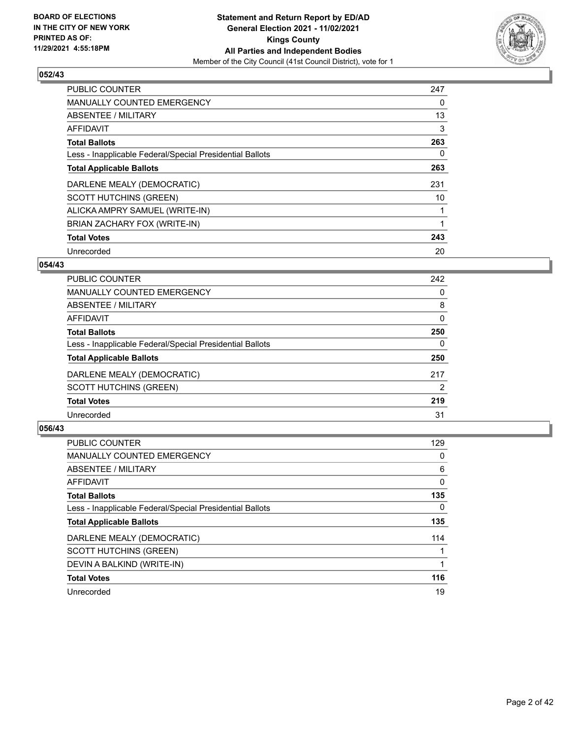### 052/43

| | |
|---|---|
| PUBLIC COUNTER | 247 |
| MANUALLY COUNTED EMERGENCY | 0 |
| ABSENTEE / MILITARY | 13 |
| AFFIDAVIT | 3 |
| **Total Ballots** | **263** |
| Less - Inapplicable Federal/Special Presidential Ballots | 0 |
| **Total Applicable Ballots** | **263** |
| DARLENE MEALY (DEMOCRATIC) | 231 |
| SCOTT HUTCHINS (GREEN) | 10 |
| ALICKA AMPRY SAMUEL (WRITE-IN) | 1 |
| BRIAN ZACHARY FOX (WRITE-IN) | 1 |
| **Total Votes** | **243** |
| Unrecorded | 20 |

### 054/43

| | |
|---|---|
| PUBLIC COUNTER | 242 |
| MANUALLY COUNTED EMERGENCY | 0 |
| ABSENTEE / MILITARY | 8 |
| AFFIDAVIT | 0 |
| **Total Ballots** | **250** |
| Less - Inapplicable Federal/Special Presidential Ballots | 0 |
| **Total Applicable Ballots** | **250** |
| DARLENE MEALY (DEMOCRATIC) | 217 |
| SCOTT HUTCHINS (GREEN) | 2 |
| **Total Votes** | **219** |
| Unrecorded | 31 |

### 056/43

| | |
|---|---|
| PUBLIC COUNTER | 129 |
| MANUALLY COUNTED EMERGENCY | 0 |
| ABSENTEE / MILITARY | 6 |
| AFFIDAVIT | 0 |
| **Total Ballots** | **135** |
| Less - Inapplicable Federal/Special Presidential Ballots | 0 |
| **Total Applicable Ballots** | **135** |
| DARLENE MEALY (DEMOCRATIC) | 114 |
| SCOTT HUTCHINS (GREEN) | 1 |
| DEVIN A BALKIND (WRITE-IN) | 1 |
| **Total Votes** | **116** |
| Unrecorded | 19 |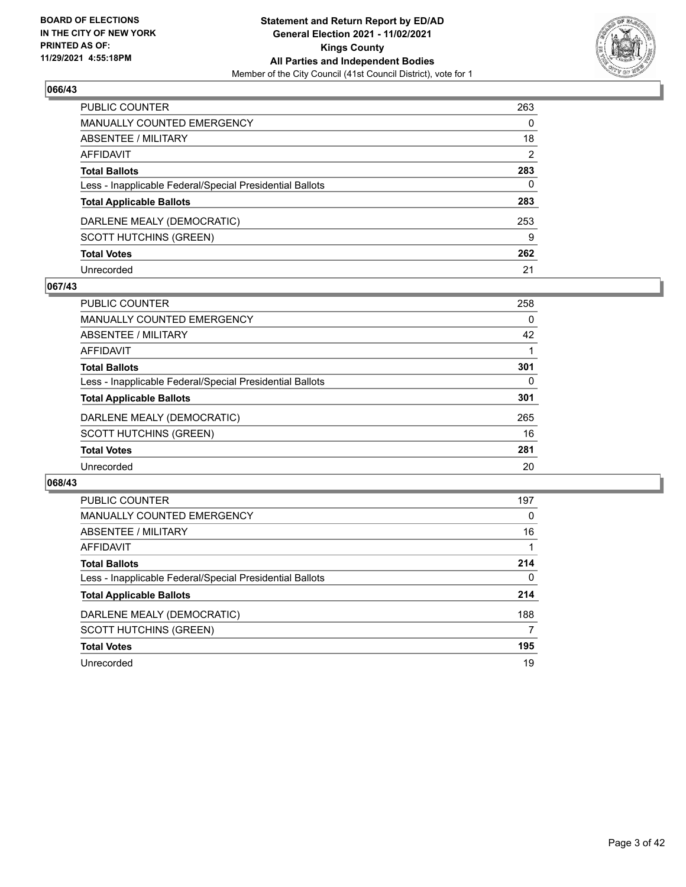**BOARD OF ELECTIONS IN THE CITY OF NEW YORK PRINTED AS OF: 11/29/2021 4:55:18PM**

**Statement and Return Report by ED/AD General Election 2021 - 11/02/2021 Kings County All Parties and Independent Bodies**

Member of the City Council (41st Council District), vote for 1

## 066/43

| | |
|---|---|
| PUBLIC COUNTER | 263 |
| MANUALLY COUNTED EMERGENCY | 0 |
| ABSENTEE / MILITARY | 18 |
| AFFIDAVIT | 2 |
| **Total Ballots** | **283** |
| Less - Inapplicable Federal/Special Presidential Ballots | 0 |
| **Total Applicable Ballots** | **283** |
| DARLENE MEALY (DEMOCRATIC) | 253 |
| SCOTT HUTCHINS (GREEN) | 9 |
| **Total Votes** | **262** |
| Unrecorded | 21 |

## 067/43

| | |
|---|---|
| PUBLIC COUNTER | 258 |
| MANUALLY COUNTED EMERGENCY | 0 |
| ABSENTEE / MILITARY | 42 |
| AFFIDAVIT | 1 |
| **Total Ballots** | **301** |
| Less - Inapplicable Federal/Special Presidential Ballots | 0 |
| **Total Applicable Ballots** | **301** |
| DARLENE MEALY (DEMOCRATIC) | 265 |
| SCOTT HUTCHINS (GREEN) | 16 |
| **Total Votes** | **281** |
| Unrecorded | 20 |

## 068/43

| | |
|---|---|
| PUBLIC COUNTER | 197 |
| MANUALLY COUNTED EMERGENCY | 0 |
| ABSENTEE / MILITARY | 16 |
| AFFIDAVIT | 1 |
| **Total Ballots** | **214** |
| Less - Inapplicable Federal/Special Presidential Ballots | 0 |
| **Total Applicable Ballots** | **214** |
| DARLENE MEALY (DEMOCRATIC) | 188 |
| SCOTT HUTCHINS (GREEN) | 7 |
| **Total Votes** | **195** |
| Unrecorded | 19 |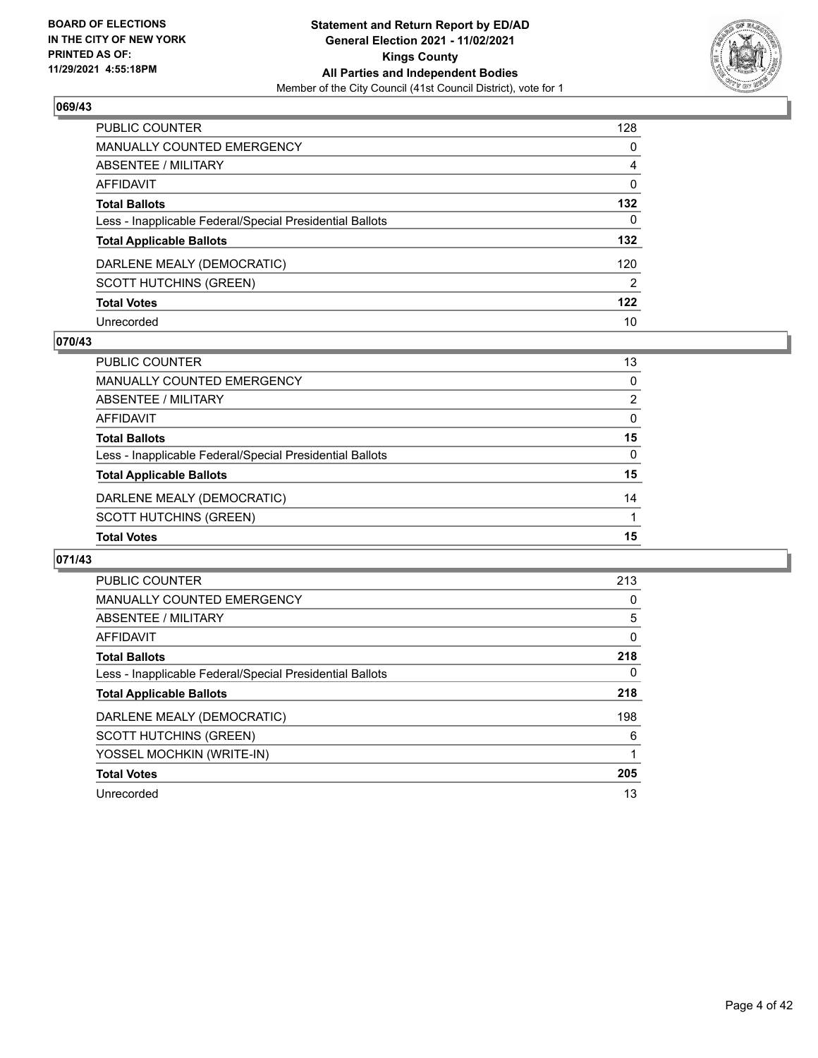BOARD OF ELECTIONS
IN THE CITY OF NEW YORK
PRINTED AS OF:
11/29/2021 4:55:18PM

**Statement and Return Report by ED/AD**
**General Election 2021 - 11/02/2021**
**Kings County**
**All Parties and Independent Bodies**
Member of the City Council (41st Council District), vote for 1

### 069/43

| | |
|---|---|
| PUBLIC COUNTER | 128 |
| MANUALLY COUNTED EMERGENCY | 0 |
| ABSENTEE / MILITARY | 4 |
| AFFIDAVIT | 0 |
| **Total Ballots** | **132** |
| Less - Inapplicable Federal/Special Presidential Ballots | 0 |
| **Total Applicable Ballots** | **132** |
| DARLENE MEALY (DEMOCRATIC) | 120 |
| SCOTT HUTCHINS (GREEN) | 2 |
| **Total Votes** | **122** |
| Unrecorded | 10 |

### 070/43

| | |
|---|---|
| PUBLIC COUNTER | 13 |
| MANUALLY COUNTED EMERGENCY | 0 |
| ABSENTEE / MILITARY | 2 |
| AFFIDAVIT | 0 |
| **Total Ballots** | **15** |
| Less - Inapplicable Federal/Special Presidential Ballots | 0 |
| **Total Applicable Ballots** | **15** |
| DARLENE MEALY (DEMOCRATIC) | 14 |
| SCOTT HUTCHINS (GREEN) | 1 |
| **Total Votes** | **15** |

### 071/43

| | |
|---|---|
| PUBLIC COUNTER | 213 |
| MANUALLY COUNTED EMERGENCY | 0 |
| ABSENTEE / MILITARY | 5 |
| AFFIDAVIT | 0 |
| **Total Ballots** | **218** |
| Less - Inapplicable Federal/Special Presidential Ballots | 0 |
| **Total Applicable Ballots** | **218** |
| DARLENE MEALY (DEMOCRATIC) | 198 |
| SCOTT HUTCHINS (GREEN) | 6 |
| YOSSEL MOCHKIN (WRITE-IN) | 1 |
| **Total Votes** | **205** |
| Unrecorded | 13 |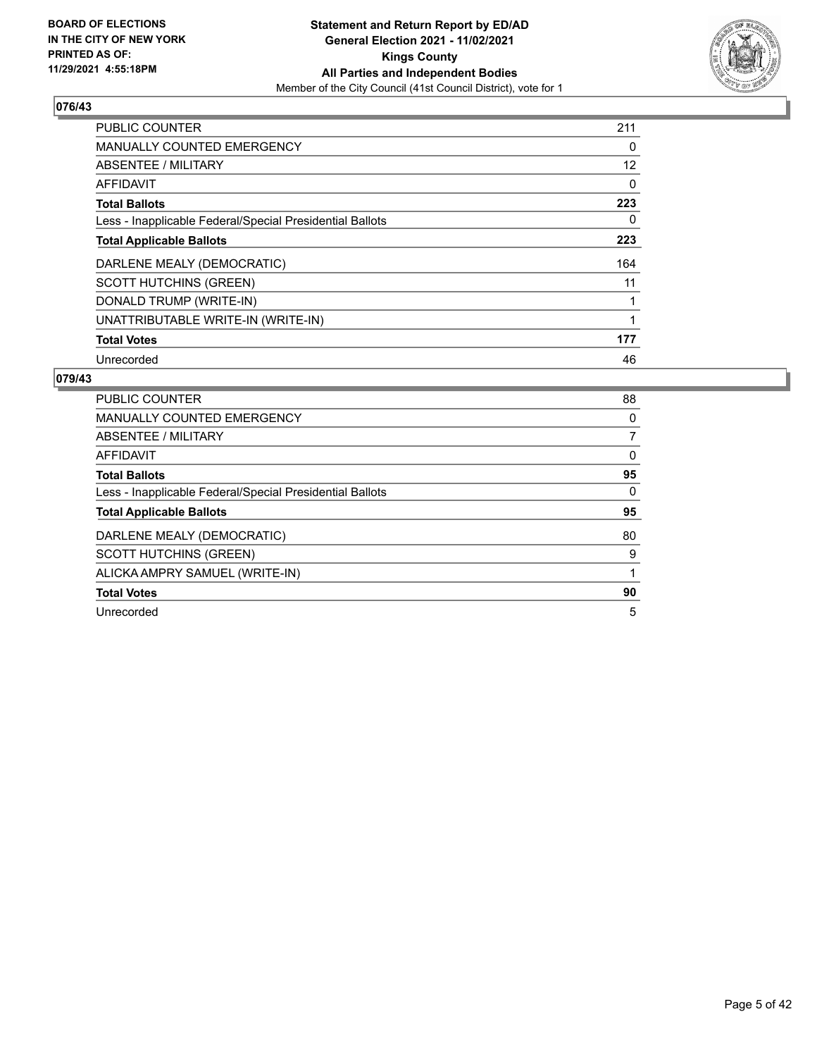BOARD OF ELECTIONS
IN THE CITY OF NEW YORK
PRINTED AS OF:
11/29/2021 4:55:18PM

**Statement and Return Report by ED/AD**
**General Election 2021 - 11/02/2021**
**Kings County**
**All Parties and Independent Bodies**
Member of the City Council (41st Council District), vote for 1

## 076/43

| | |
|---|---|
| PUBLIC COUNTER | 211 |
| MANUALLY COUNTED EMERGENCY | 0 |
| ABSENTEE / MILITARY | 12 |
| AFFIDAVIT | 0 |
| **Total Ballots** | **223** |
| Less - Inapplicable Federal/Special Presidential Ballots | 0 |
| **Total Applicable Ballots** | **223** |
| DARLENE MEALY (DEMOCRATIC) | 164 |
| SCOTT HUTCHINS (GREEN) | 11 |
| DONALD TRUMP (WRITE-IN) | 1 |
| UNATTRIBUTABLE WRITE-IN (WRITE-IN) | 1 |
| **Total Votes** | **177** |
| Unrecorded | 46 |

## 079/43

| | |
|---|---|
| PUBLIC COUNTER | 88 |
| MANUALLY COUNTED EMERGENCY | 0 |
| ABSENTEE / MILITARY | 7 |
| AFFIDAVIT | 0 |
| **Total Ballots** | **95** |
| Less - Inapplicable Federal/Special Presidential Ballots | 0 |
| **Total Applicable Ballots** | **95** |
| DARLENE MEALY (DEMOCRATIC) | 80 |
| SCOTT HUTCHINS (GREEN) | 9 |
| ALICKA AMPRY SAMUEL (WRITE-IN) | 1 |
| **Total Votes** | **90** |
| Unrecorded | 5 |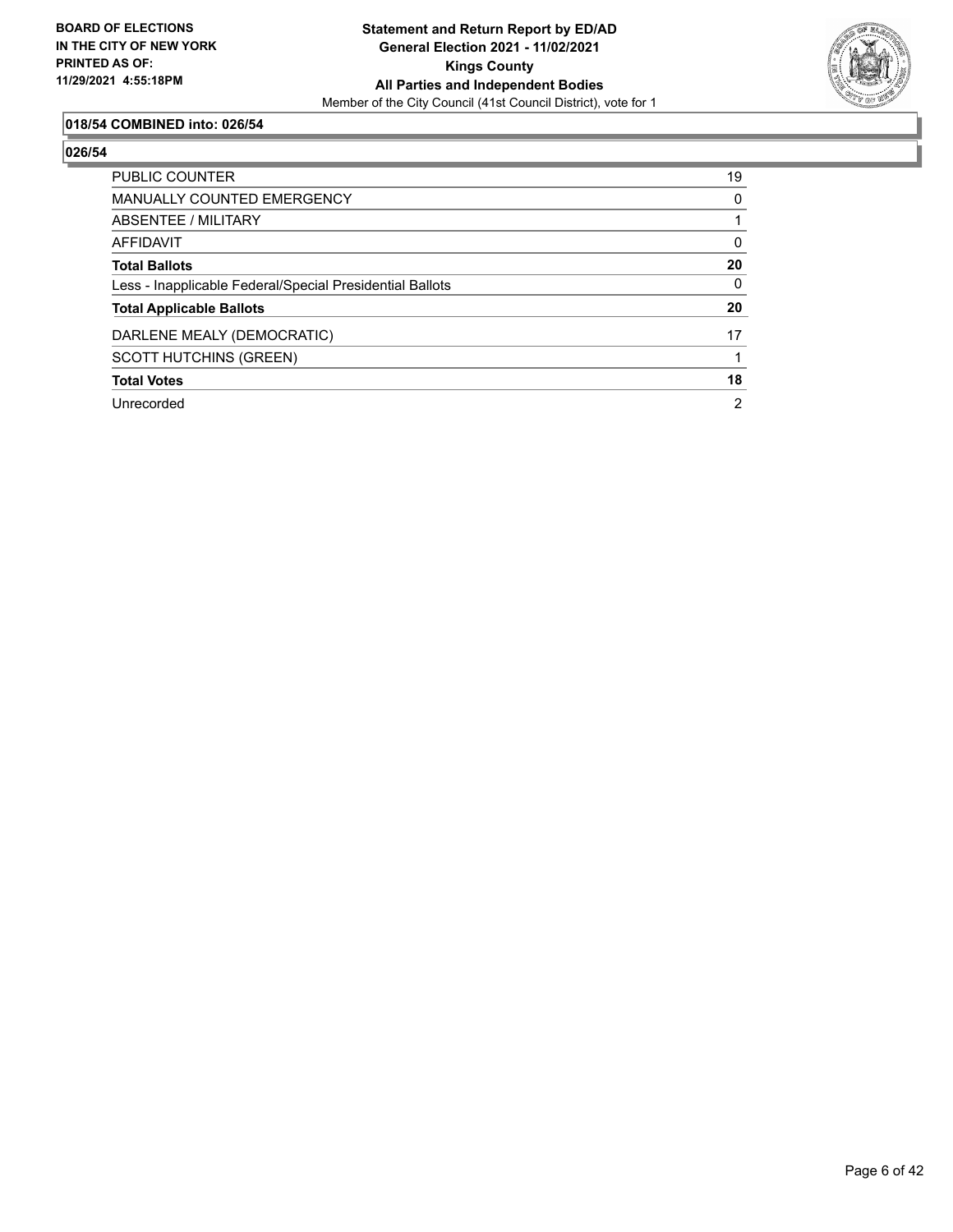**BOARD OF ELECTIONS IN THE CITY OF NEW YORK PRINTED AS OF: 11/29/2021 4:55:18PM**

**Statement and Return Report by ED/AD General Election 2021 - 11/02/2021 Kings County All Parties and Independent Bodies**

Member of the City Council (41st Council District), vote for 1

### 018/54 COMBINED into: 026/54

### 026/54

| | |
|---|---|
| PUBLIC COUNTER | 19 |
| MANUALLY COUNTED EMERGENCY | 0 |
| ABSENTEE / MILITARY | 1 |
| AFFIDAVIT | 0 |
| **Total Ballots** | **20** |
| Less - Inapplicable Federal/Special Presidential Ballots | 0 |
| **Total Applicable Ballots** | **20** |
| DARLENE MEALY (DEMOCRATIC) | 17 |
| SCOTT HUTCHINS (GREEN) | 1 |
| **Total Votes** | **18** |
| Unrecorded | 2 |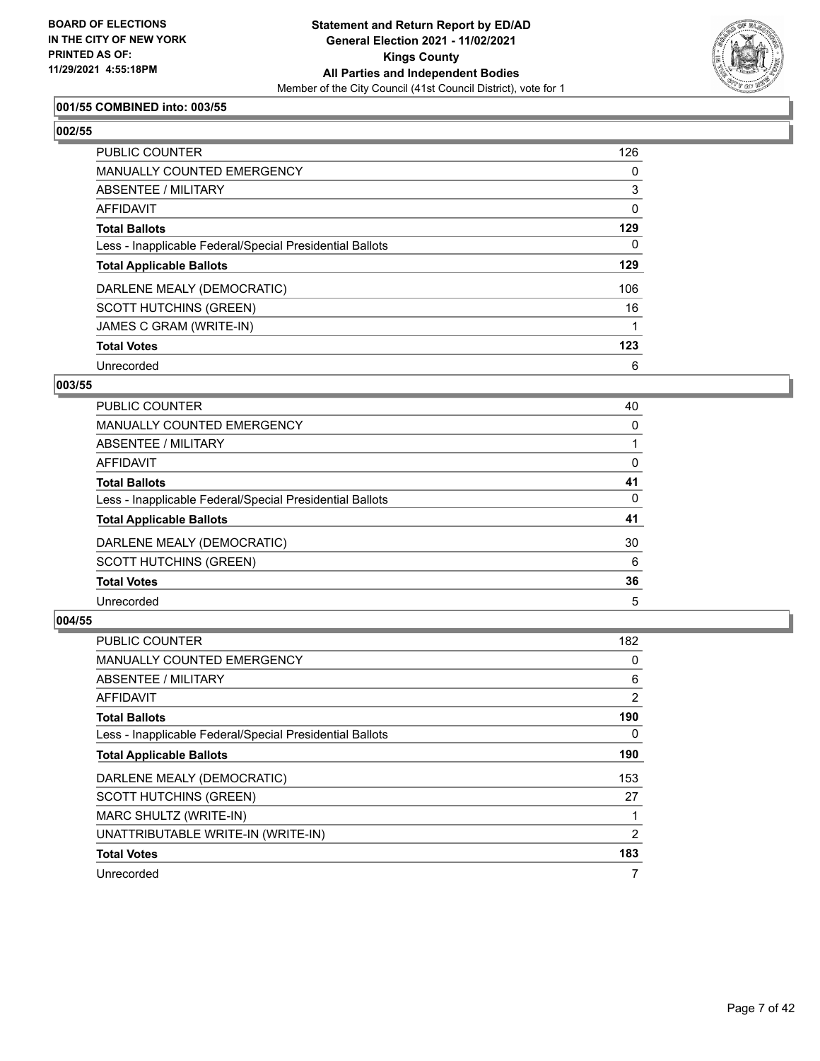BOARD OF ELECTIONS
IN THE CITY OF NEW YORK
PRINTED AS OF:
11/29/2021 4:55:18PM

**Statement and Return Report by ED/AD**
**General Election 2021 - 11/02/2021**
**Kings County**
**All Parties and Independent Bodies**
Member of the City Council (41st Council District), vote for 1

### 001/55 COMBINED into: 003/55

### 002/55

| | |
|---|---|
| PUBLIC COUNTER | 126 |
| MANUALLY COUNTED EMERGENCY | 0 |
| ABSENTEE / MILITARY | 3 |
| AFFIDAVIT | 0 |
| **Total Ballots** | **129** |
| Less - Inapplicable Federal/Special Presidential Ballots | 0 |
| **Total Applicable Ballots** | **129** |
| DARLENE MEALY (DEMOCRATIC) | 106 |
| SCOTT HUTCHINS (GREEN) | 16 |
| JAMES C GRAM (WRITE-IN) | 1 |
| **Total Votes** | **123** |
| Unrecorded | 6 |

### 003/55

| | |
|---|---|
| PUBLIC COUNTER | 40 |
| MANUALLY COUNTED EMERGENCY | 0 |
| ABSENTEE / MILITARY | 1 |
| AFFIDAVIT | 0 |
| **Total Ballots** | **41** |
| Less - Inapplicable Federal/Special Presidential Ballots | 0 |
| **Total Applicable Ballots** | **41** |
| DARLENE MEALY (DEMOCRATIC) | 30 |
| SCOTT HUTCHINS (GREEN) | 6 |
| **Total Votes** | **36** |
| Unrecorded | 5 |

### 004/55

| | |
|---|---|
| PUBLIC COUNTER | 182 |
| MANUALLY COUNTED EMERGENCY | 0 |
| ABSENTEE / MILITARY | 6 |
| AFFIDAVIT | 2 |
| **Total Ballots** | **190** |
| Less - Inapplicable Federal/Special Presidential Ballots | 0 |
| **Total Applicable Ballots** | **190** |
| DARLENE MEALY (DEMOCRATIC) | 153 |
| SCOTT HUTCHINS (GREEN) | 27 |
| MARC SHULTZ (WRITE-IN) | 1 |
| UNATTRIBUTABLE WRITE-IN (WRITE-IN) | 2 |
| **Total Votes** | **183** |
| Unrecorded | 7 |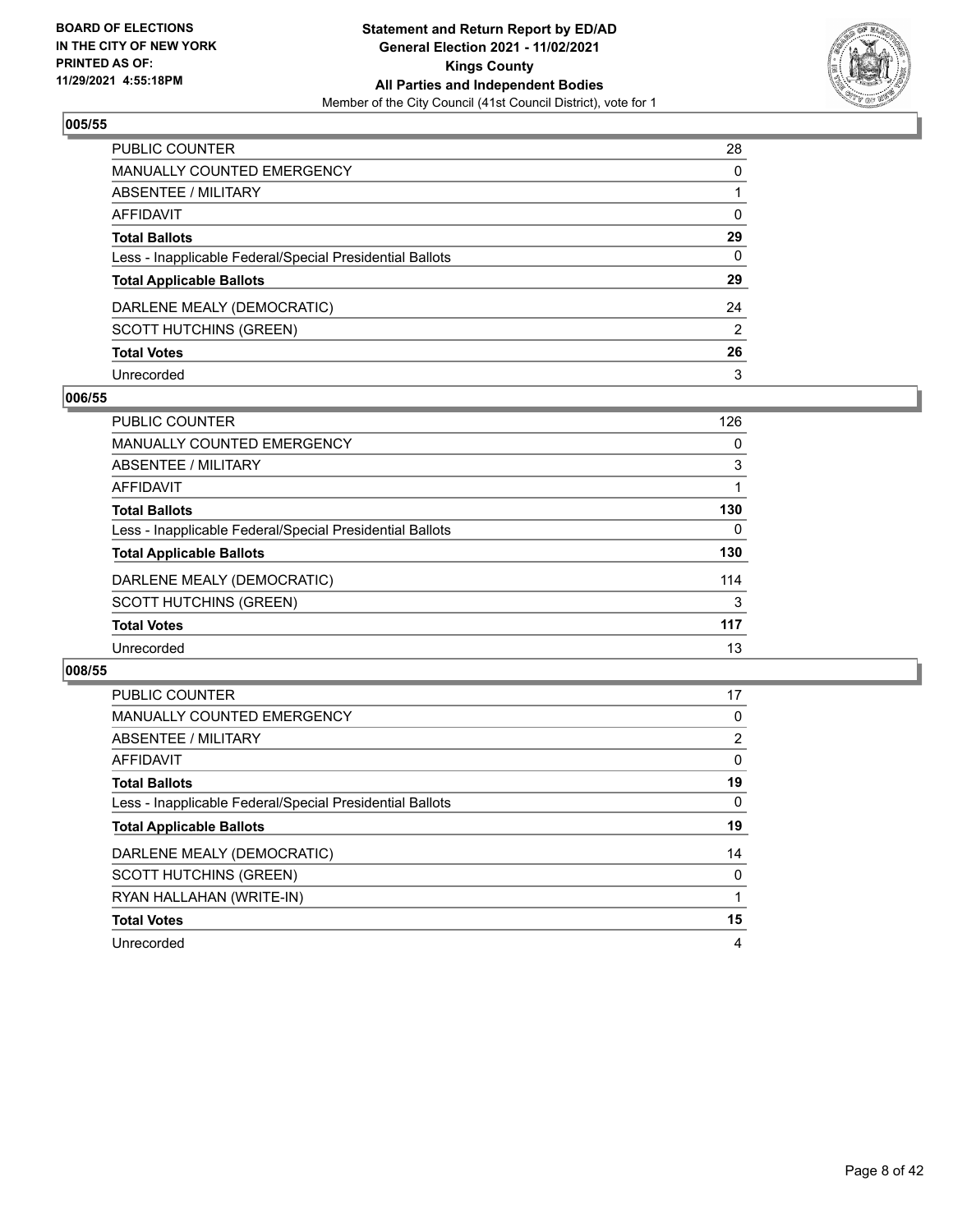## 005/55

| | |
|---|---|
| PUBLIC COUNTER | 28 |
| MANUALLY COUNTED EMERGENCY | 0 |
| ABSENTEE / MILITARY | 1 |
| AFFIDAVIT | 0 |
| **Total Ballots** | **29** |
| Less - Inapplicable Federal/Special Presidential Ballots | 0 |
| **Total Applicable Ballots** | **29** |
| DARLENE MEALY (DEMOCRATIC) | 24 |
| SCOTT HUTCHINS (GREEN) | 2 |
| **Total Votes** | **26** |
| Unrecorded | 3 |

## 006/55

| | |
|---|---|
| PUBLIC COUNTER | 126 |
| MANUALLY COUNTED EMERGENCY | 0 |
| ABSENTEE / MILITARY | 3 |
| AFFIDAVIT | 1 |
| **Total Ballots** | **130** |
| Less - Inapplicable Federal/Special Presidential Ballots | 0 |
| **Total Applicable Ballots** | **130** |
| DARLENE MEALY (DEMOCRATIC) | 114 |
| SCOTT HUTCHINS (GREEN) | 3 |
| **Total Votes** | **117** |
| Unrecorded | 13 |

## 008/55

| | |
|---|---|
| PUBLIC COUNTER | 17 |
| MANUALLY COUNTED EMERGENCY | 0 |
| ABSENTEE / MILITARY | 2 |
| AFFIDAVIT | 0 |
| **Total Ballots** | **19** |
| Less - Inapplicable Federal/Special Presidential Ballots | 0 |
| **Total Applicable Ballots** | **19** |
| DARLENE MEALY (DEMOCRATIC) | 14 |
| SCOTT HUTCHINS (GREEN) | 0 |
| RYAN HALLAHAN (WRITE-IN) | 1 |
| **Total Votes** | **15** |
| Unrecorded | 4 |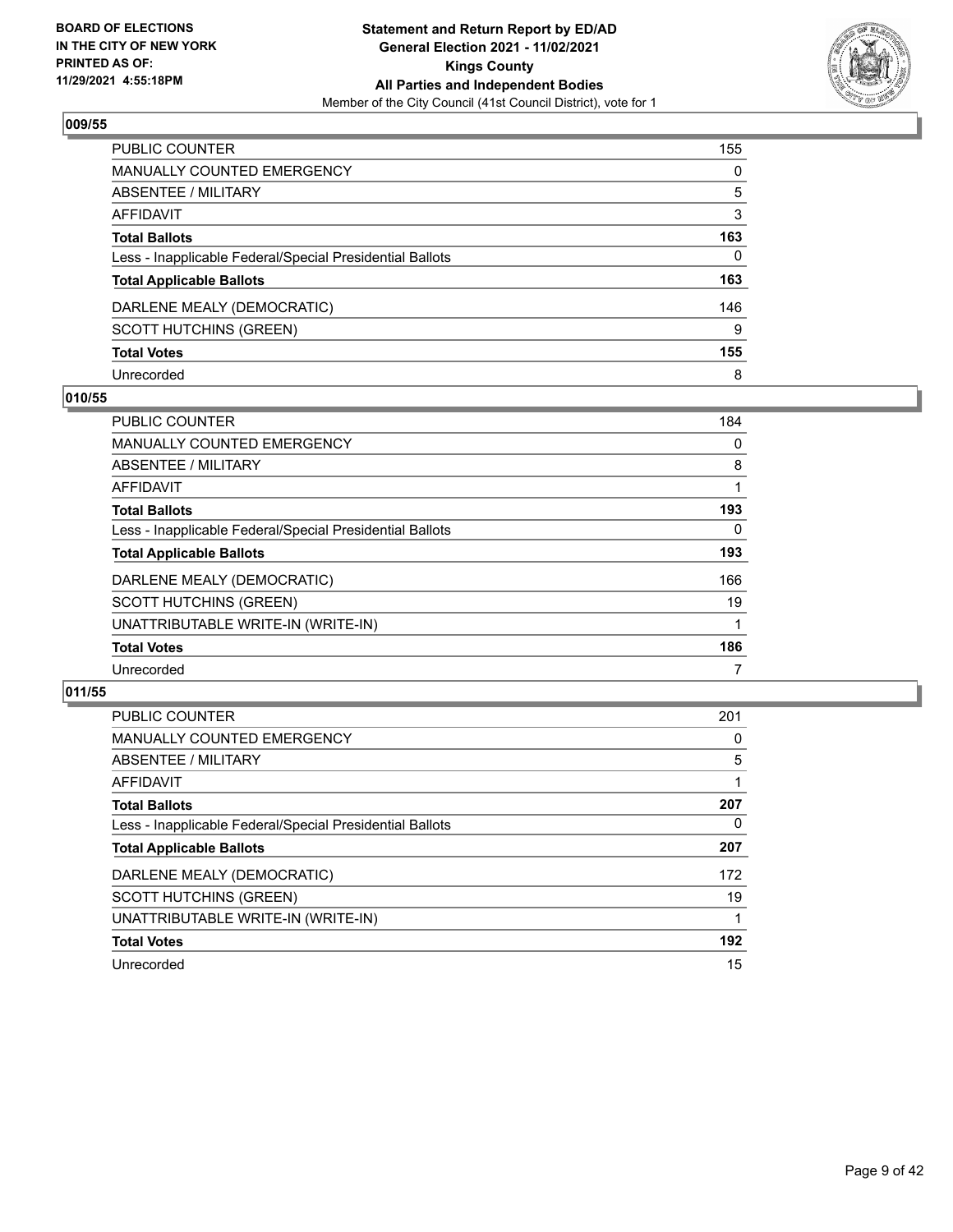## 009/55

| | |
|---|---|
| PUBLIC COUNTER | 155 |
| MANUALLY COUNTED EMERGENCY | 0 |
| ABSENTEE / MILITARY | 5 |
| AFFIDAVIT | 3 |
| **Total Ballots** | **163** |
| Less - Inapplicable Federal/Special Presidential Ballots | 0 |
| **Total Applicable Ballots** | **163** |
| DARLENE MEALY (DEMOCRATIC) | 146 |
| SCOTT HUTCHINS (GREEN) | 9 |
| **Total Votes** | **155** |
| Unrecorded | 8 |

## 010/55

| | |
|---|---|
| PUBLIC COUNTER | 184 |
| MANUALLY COUNTED EMERGENCY | 0 |
| ABSENTEE / MILITARY | 8 |
| AFFIDAVIT | 1 |
| **Total Ballots** | **193** |
| Less - Inapplicable Federal/Special Presidential Ballots | 0 |
| **Total Applicable Ballots** | **193** |
| DARLENE MEALY (DEMOCRATIC) | 166 |
| SCOTT HUTCHINS (GREEN) | 19 |
| UNATTRIBUTABLE WRITE-IN (WRITE-IN) | 1 |
| **Total Votes** | **186** |
| Unrecorded | 7 |

## 011/55

| | |
|---|---|
| PUBLIC COUNTER | 201 |
| MANUALLY COUNTED EMERGENCY | 0 |
| ABSENTEE / MILITARY | 5 |
| AFFIDAVIT | 1 |
| **Total Ballots** | **207** |
| Less - Inapplicable Federal/Special Presidential Ballots | 0 |
| **Total Applicable Ballots** | **207** |
| DARLENE MEALY (DEMOCRATIC) | 172 |
| SCOTT HUTCHINS (GREEN) | 19 |
| UNATTRIBUTABLE WRITE-IN (WRITE-IN) | 1 |
| **Total Votes** | **192** |
| Unrecorded | 15 |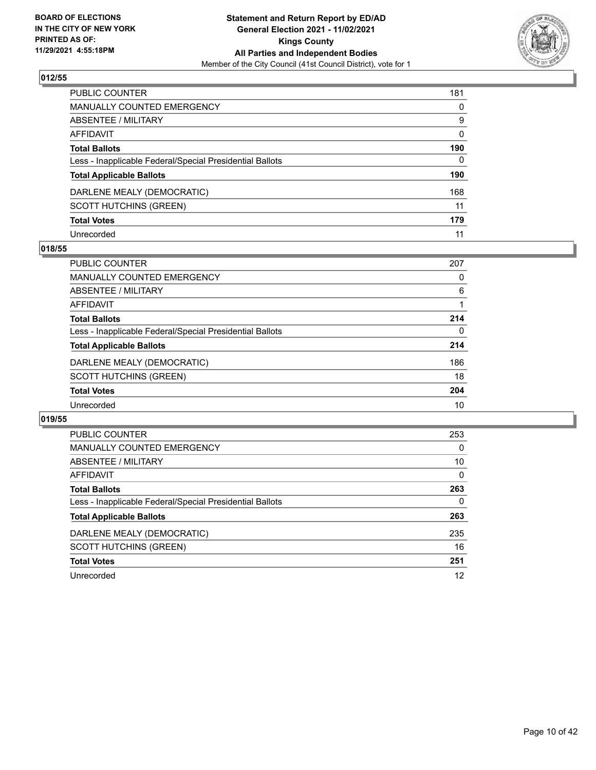**BOARD OF ELECTIONS IN THE CITY OF NEW YORK PRINTED AS OF: 11/29/2021 4:55:18PM**

**Statement and Return Report by ED/AD General Election 2021 - 11/02/2021 Kings County All Parties and Independent Bodies**

Member of the City Council (41st Council District), vote for 1

## 012/55

| | |
|---|---|
| PUBLIC COUNTER | 181 |
| MANUALLY COUNTED EMERGENCY | 0 |
| ABSENTEE / MILITARY | 9 |
| AFFIDAVIT | 0 |
| **Total Ballots** | **190** |
| Less - Inapplicable Federal/Special Presidential Ballots | 0 |
| **Total Applicable Ballots** | **190** |
| DARLENE MEALY (DEMOCRATIC) | 168 |
| SCOTT HUTCHINS (GREEN) | 11 |
| **Total Votes** | **179** |
| Unrecorded | 11 |

## 018/55

| | |
|---|---|
| PUBLIC COUNTER | 207 |
| MANUALLY COUNTED EMERGENCY | 0 |
| ABSENTEE / MILITARY | 6 |
| AFFIDAVIT | 1 |
| **Total Ballots** | **214** |
| Less - Inapplicable Federal/Special Presidential Ballots | 0 |
| **Total Applicable Ballots** | **214** |
| DARLENE MEALY (DEMOCRATIC) | 186 |
| SCOTT HUTCHINS (GREEN) | 18 |
| **Total Votes** | **204** |
| Unrecorded | 10 |

## 019/55

| | |
|---|---|
| PUBLIC COUNTER | 253 |
| MANUALLY COUNTED EMERGENCY | 0 |
| ABSENTEE / MILITARY | 10 |
| AFFIDAVIT | 0 |
| **Total Ballots** | **263** |
| Less - Inapplicable Federal/Special Presidential Ballots | 0 |
| **Total Applicable Ballots** | **263** |
| DARLENE MEALY (DEMOCRATIC) | 235 |
| SCOTT HUTCHINS (GREEN) | 16 |
| **Total Votes** | **251** |
| Unrecorded | 12 |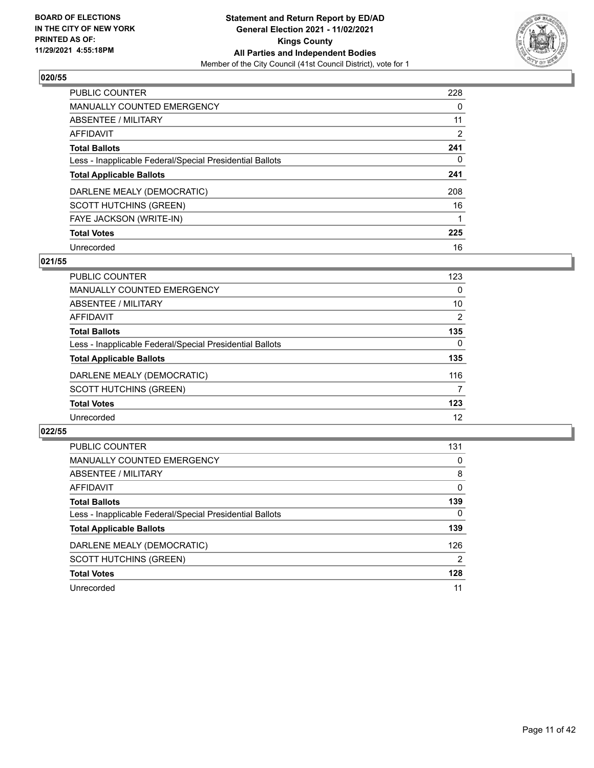## 020/55

| | |
|---|---|
| PUBLIC COUNTER | 228 |
| MANUALLY COUNTED EMERGENCY | 0 |
| ABSENTEE / MILITARY | 11 |
| AFFIDAVIT | 2 |
| **Total Ballots** | **241** |
| Less - Inapplicable Federal/Special Presidential Ballots | 0 |
| **Total Applicable Ballots** | **241** |
| DARLENE MEALY (DEMOCRATIC) | 208 |
| SCOTT HUTCHINS (GREEN) | 16 |
| FAYE JACKSON (WRITE-IN) | 1 |
| **Total Votes** | **225** |
| Unrecorded | 16 |

## 021/55

| | |
|---|---|
| PUBLIC COUNTER | 123 |
| MANUALLY COUNTED EMERGENCY | 0 |
| ABSENTEE / MILITARY | 10 |
| AFFIDAVIT | 2 |
| **Total Ballots** | **135** |
| Less - Inapplicable Federal/Special Presidential Ballots | 0 |
| **Total Applicable Ballots** | **135** |
| DARLENE MEALY (DEMOCRATIC) | 116 |
| SCOTT HUTCHINS (GREEN) | 7 |
| **Total Votes** | **123** |
| Unrecorded | 12 |

## 022/55

| | |
|---|---|
| PUBLIC COUNTER | 131 |
| MANUALLY COUNTED EMERGENCY | 0 |
| ABSENTEE / MILITARY | 8 |
| AFFIDAVIT | 0 |
| **Total Ballots** | **139** |
| Less - Inapplicable Federal/Special Presidential Ballots | 0 |
| **Total Applicable Ballots** | **139** |
| DARLENE MEALY (DEMOCRATIC) | 126 |
| SCOTT HUTCHINS (GREEN) | 2 |
| **Total Votes** | **128** |
| Unrecorded | 11 |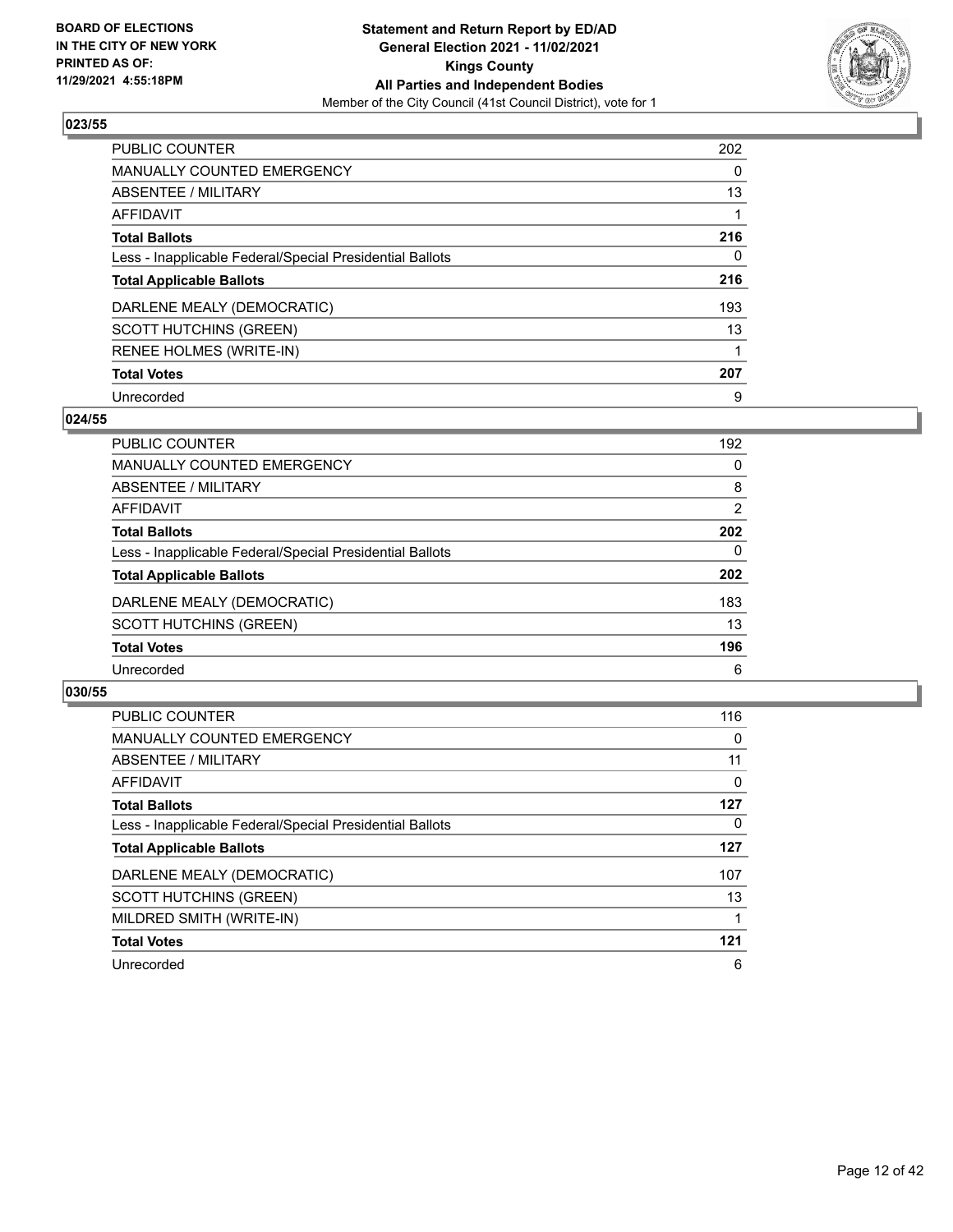**BOARD OF ELECTIONS IN THE CITY OF NEW YORK PRINTED AS OF: 11/29/2021 4:55:18PM**

**Statement and Return Report by ED/AD General Election 2021 - 11/02/2021 Kings County All Parties and Independent Bodies**

Member of the City Council (41st Council District), vote for 1

## 023/55

| | |
|---|---|
| PUBLIC COUNTER | 202 |
| MANUALLY COUNTED EMERGENCY | 0 |
| ABSENTEE / MILITARY | 13 |
| AFFIDAVIT | 1 |
| **Total Ballots** | **216** |
| Less - Inapplicable Federal/Special Presidential Ballots | 0 |
| **Total Applicable Ballots** | **216** |
| DARLENE MEALY (DEMOCRATIC) | 193 |
| SCOTT HUTCHINS (GREEN) | 13 |
| RENEE HOLMES (WRITE-IN) | 1 |
| **Total Votes** | **207** |
| Unrecorded | 9 |

## 024/55

| | |
|---|---|
| PUBLIC COUNTER | 192 |
| MANUALLY COUNTED EMERGENCY | 0 |
| ABSENTEE / MILITARY | 8 |
| AFFIDAVIT | 2 |
| **Total Ballots** | **202** |
| Less - Inapplicable Federal/Special Presidential Ballots | 0 |
| **Total Applicable Ballots** | **202** |
| DARLENE MEALY (DEMOCRATIC) | 183 |
| SCOTT HUTCHINS (GREEN) | 13 |
| **Total Votes** | **196** |
| Unrecorded | 6 |

## 030/55

| | |
|---|---|
| PUBLIC COUNTER | 116 |
| MANUALLY COUNTED EMERGENCY | 0 |
| ABSENTEE / MILITARY | 11 |
| AFFIDAVIT | 0 |
| **Total Ballots** | **127** |
| Less - Inapplicable Federal/Special Presidential Ballots | 0 |
| **Total Applicable Ballots** | **127** |
| DARLENE MEALY (DEMOCRATIC) | 107 |
| SCOTT HUTCHINS (GREEN) | 13 |
| MILDRED SMITH (WRITE-IN) | 1 |
| **Total Votes** | **121** |
| Unrecorded | 6 |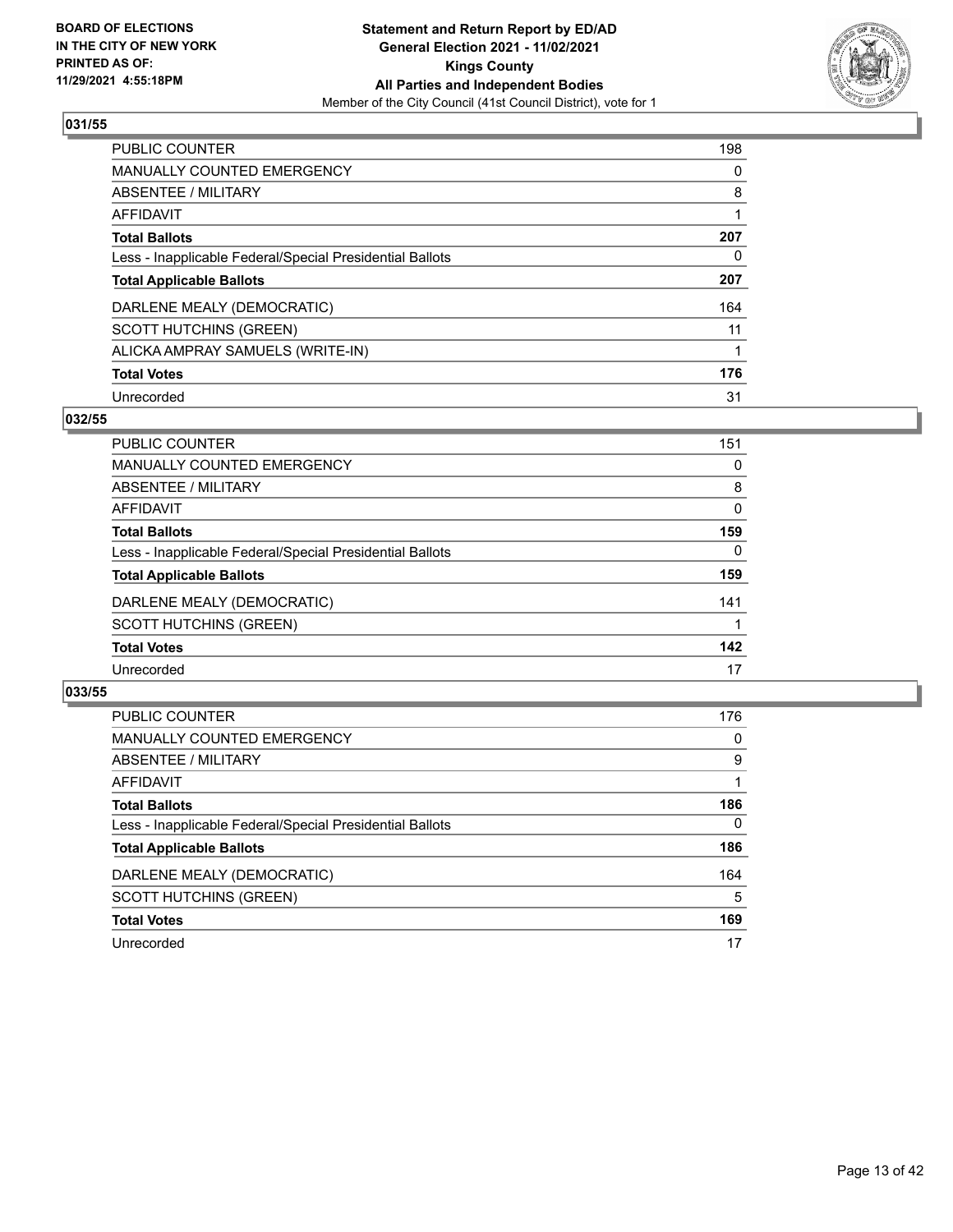**BOARD OF ELECTIONS IN THE CITY OF NEW YORK PRINTED AS OF: 11/29/2021 4:55:18PM**

**Statement and Return Report by ED/AD General Election 2021 - 11/02/2021 Kings County All Parties and Independent Bodies**

Member of the City Council (41st Council District), vote for 1

## 031/55

| | |
|---|---|
| PUBLIC COUNTER | 198 |
| MANUALLY COUNTED EMERGENCY | 0 |
| ABSENTEE / MILITARY | 8 |
| AFFIDAVIT | 1 |
| **Total Ballots** | **207** |
| Less - Inapplicable Federal/Special Presidential Ballots | 0 |
| **Total Applicable Ballots** | **207** |
| DARLENE MEALY (DEMOCRATIC) | 164 |
| SCOTT HUTCHINS (GREEN) | 11 |
| ALICKA AMPRAY SAMUELS (WRITE-IN) | 1 |
| **Total Votes** | **176** |
| Unrecorded | 31 |

## 032/55

| | |
|---|---|
| PUBLIC COUNTER | 151 |
| MANUALLY COUNTED EMERGENCY | 0 |
| ABSENTEE / MILITARY | 8 |
| AFFIDAVIT | 0 |
| **Total Ballots** | **159** |
| Less - Inapplicable Federal/Special Presidential Ballots | 0 |
| **Total Applicable Ballots** | **159** |
| DARLENE MEALY (DEMOCRATIC) | 141 |
| SCOTT HUTCHINS (GREEN) | 1 |
| **Total Votes** | **142** |
| Unrecorded | 17 |

## 033/55

| | |
|---|---|
| PUBLIC COUNTER | 176 |
| MANUALLY COUNTED EMERGENCY | 0 |
| ABSENTEE / MILITARY | 9 |
| AFFIDAVIT | 1 |
| **Total Ballots** | **186** |
| Less - Inapplicable Federal/Special Presidential Ballots | 0 |
| **Total Applicable Ballots** | **186** |
| DARLENE MEALY (DEMOCRATIC) | 164 |
| SCOTT HUTCHINS (GREEN) | 5 |
| **Total Votes** | **169** |
| Unrecorded | 17 |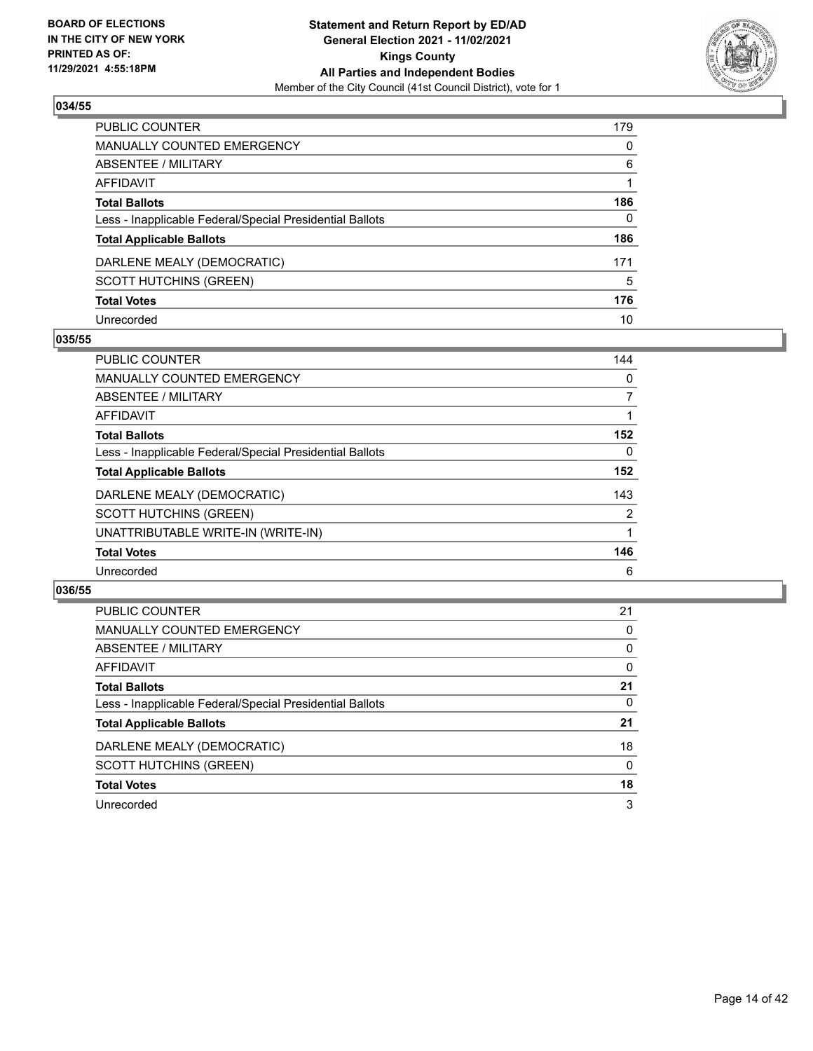## 034/55

| | |
|---|---|
| PUBLIC COUNTER | 179 |
| MANUALLY COUNTED EMERGENCY | 0 |
| ABSENTEE / MILITARY | 6 |
| AFFIDAVIT | 1 |
| **Total Ballots** | **186** |
| Less - Inapplicable Federal/Special Presidential Ballots | 0 |
| **Total Applicable Ballots** | **186** |
| DARLENE MEALY (DEMOCRATIC) | 171 |
| SCOTT HUTCHINS (GREEN) | 5 |
| **Total Votes** | **176** |
| Unrecorded | 10 |

## 035/55

| | |
|---|---|
| PUBLIC COUNTER | 144 |
| MANUALLY COUNTED EMERGENCY | 0 |
| ABSENTEE / MILITARY | 7 |
| AFFIDAVIT | 1 |
| **Total Ballots** | **152** |
| Less - Inapplicable Federal/Special Presidential Ballots | 0 |
| **Total Applicable Ballots** | **152** |
| DARLENE MEALY (DEMOCRATIC) | 143 |
| SCOTT HUTCHINS (GREEN) | 2 |
| UNATTRIBUTABLE WRITE-IN (WRITE-IN) | 1 |
| **Total Votes** | **146** |
| Unrecorded | 6 |

## 036/55

| | |
|---|---|
| PUBLIC COUNTER | 21 |
| MANUALLY COUNTED EMERGENCY | 0 |
| ABSENTEE / MILITARY | 0 |
| AFFIDAVIT | 0 |
| **Total Ballots** | **21** |
| Less - Inapplicable Federal/Special Presidential Ballots | 0 |
| **Total Applicable Ballots** | **21** |
| DARLENE MEALY (DEMOCRATIC) | 18 |
| SCOTT HUTCHINS (GREEN) | 0 |
| **Total Votes** | **18** |
| Unrecorded | 3 |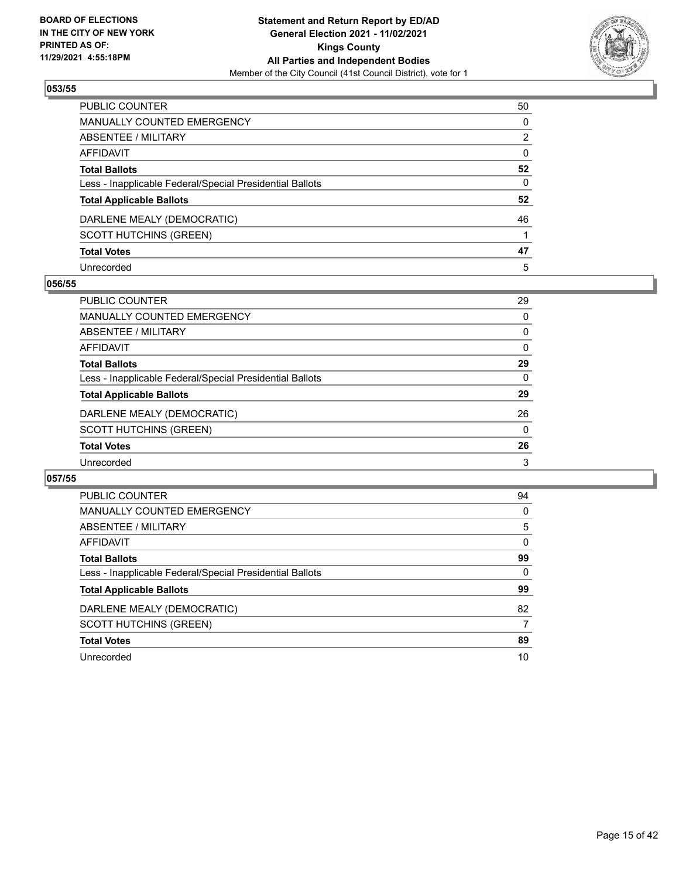BOARD OF ELECTIONS
IN THE CITY OF NEW YORK
PRINTED AS OF:
11/29/2021 4:55:18PM

**Statement and Return Report by ED/AD**
**General Election 2021 - 11/02/2021**
**Kings County**
**All Parties and Independent Bodies**
Member of the City Council (41st Council District), vote for 1

### 053/55

| | |
|---|---|
| PUBLIC COUNTER | 50 |
| MANUALLY COUNTED EMERGENCY | 0 |
| ABSENTEE / MILITARY | 2 |
| AFFIDAVIT | 0 |
| **Total Ballots** | **52** |
| Less - Inapplicable Federal/Special Presidential Ballots | 0 |
| **Total Applicable Ballots** | **52** |
| DARLENE MEALY (DEMOCRATIC) | 46 |
| SCOTT HUTCHINS (GREEN) | 1 |
| **Total Votes** | **47** |
| Unrecorded | 5 |

### 056/55

| | |
|---|---|
| PUBLIC COUNTER | 29 |
| MANUALLY COUNTED EMERGENCY | 0 |
| ABSENTEE / MILITARY | 0 |
| AFFIDAVIT | 0 |
| **Total Ballots** | **29** |
| Less - Inapplicable Federal/Special Presidential Ballots | 0 |
| **Total Applicable Ballots** | **29** |
| DARLENE MEALY (DEMOCRATIC) | 26 |
| SCOTT HUTCHINS (GREEN) | 0 |
| **Total Votes** | **26** |
| Unrecorded | 3 |

### 057/55

| | |
|---|---|
| PUBLIC COUNTER | 94 |
| MANUALLY COUNTED EMERGENCY | 0 |
| ABSENTEE / MILITARY | 5 |
| AFFIDAVIT | 0 |
| **Total Ballots** | **99** |
| Less - Inapplicable Federal/Special Presidential Ballots | 0 |
| **Total Applicable Ballots** | **99** |
| DARLENE MEALY (DEMOCRATIC) | 82 |
| SCOTT HUTCHINS (GREEN) | 7 |
| **Total Votes** | **89** |
| Unrecorded | 10 |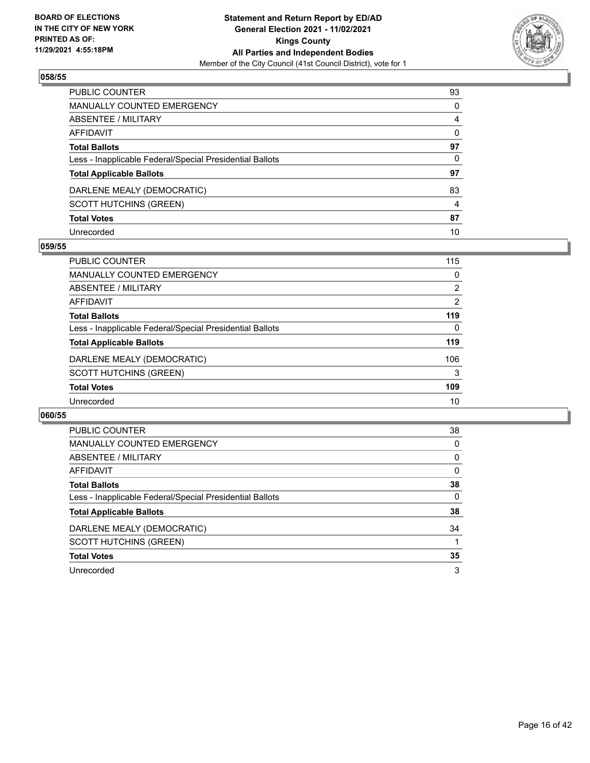## 058/55

| | |
|---|---|
| PUBLIC COUNTER | 93 |
| MANUALLY COUNTED EMERGENCY | 0 |
| ABSENTEE / MILITARY | 4 |
| AFFIDAVIT | 0 |
| **Total Ballots** | **97** |
| Less - Inapplicable Federal/Special Presidential Ballots | 0 |
| **Total Applicable Ballots** | **97** |
| DARLENE MEALY (DEMOCRATIC) | 83 |
| SCOTT HUTCHINS (GREEN) | 4 |
| **Total Votes** | **87** |
| Unrecorded | 10 |

## 059/55

| | |
|---|---|
| PUBLIC COUNTER | 115 |
| MANUALLY COUNTED EMERGENCY | 0 |
| ABSENTEE / MILITARY | 2 |
| AFFIDAVIT | 2 |
| **Total Ballots** | **119** |
| Less - Inapplicable Federal/Special Presidential Ballots | 0 |
| **Total Applicable Ballots** | **119** |
| DARLENE MEALY (DEMOCRATIC) | 106 |
| SCOTT HUTCHINS (GREEN) | 3 |
| **Total Votes** | **109** |
| Unrecorded | 10 |

## 060/55

| | |
|---|---|
| PUBLIC COUNTER | 38 |
| MANUALLY COUNTED EMERGENCY | 0 |
| ABSENTEE / MILITARY | 0 |
| AFFIDAVIT | 0 |
| **Total Ballots** | **38** |
| Less - Inapplicable Federal/Special Presidential Ballots | 0 |
| **Total Applicable Ballots** | **38** |
| DARLENE MEALY (DEMOCRATIC) | 34 |
| SCOTT HUTCHINS (GREEN) | 1 |
| **Total Votes** | **35** |
| Unrecorded | 3 |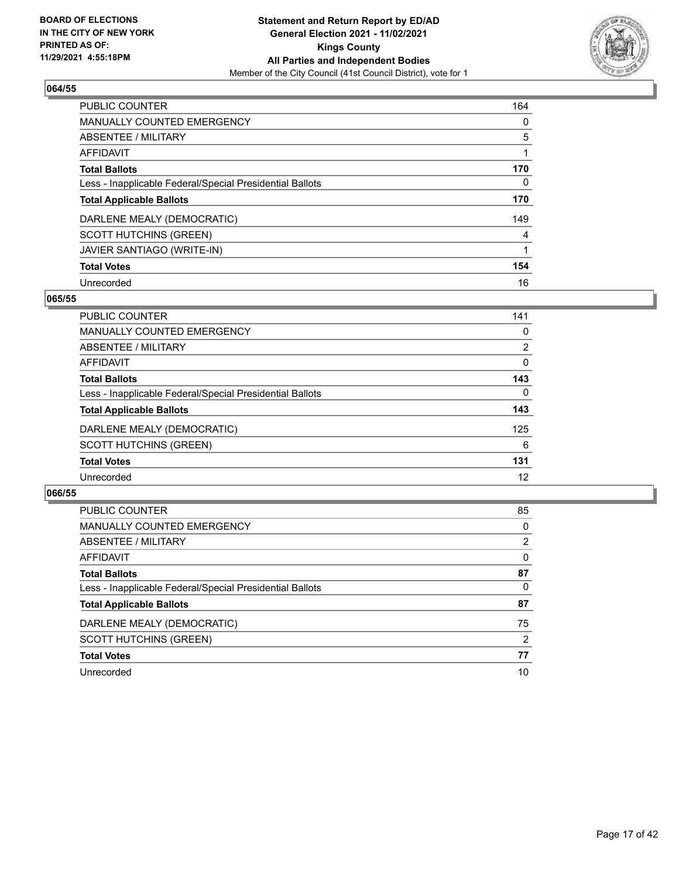**BOARD OF ELECTIONS IN THE CITY OF NEW YORK PRINTED AS OF: 11/29/2021 4:55:18PM**

**Statement and Return Report by ED/AD General Election 2021 - 11/02/2021 Kings County All Parties and Independent Bodies**

Member of the City Council (41st Council District), vote for 1

## 064/55

| | |
|---|---|
| PUBLIC COUNTER | 164 |
| MANUALLY COUNTED EMERGENCY | 0 |
| ABSENTEE / MILITARY | 5 |
| AFFIDAVIT | 1 |
| **Total Ballots** | **170** |
| Less - Inapplicable Federal/Special Presidential Ballots | 0 |
| **Total Applicable Ballots** | **170** |
| DARLENE MEALY (DEMOCRATIC) | 149 |
| SCOTT HUTCHINS (GREEN) | 4 |
| JAVIER SANTIAGO (WRITE-IN) | 1 |
| **Total Votes** | **154** |
| Unrecorded | 16 |

## 065/55

| | |
|---|---|
| PUBLIC COUNTER | 141 |
| MANUALLY COUNTED EMERGENCY | 0 |
| ABSENTEE / MILITARY | 2 |
| AFFIDAVIT | 0 |
| **Total Ballots** | **143** |
| Less - Inapplicable Federal/Special Presidential Ballots | 0 |
| **Total Applicable Ballots** | **143** |
| DARLENE MEALY (DEMOCRATIC) | 125 |
| SCOTT HUTCHINS (GREEN) | 6 |
| **Total Votes** | **131** |
| Unrecorded | 12 |

## 066/55

| | |
|---|---|
| PUBLIC COUNTER | 85 |
| MANUALLY COUNTED EMERGENCY | 0 |
| ABSENTEE / MILITARY | 2 |
| AFFIDAVIT | 0 |
| **Total Ballots** | **87** |
| Less - Inapplicable Federal/Special Presidential Ballots | 0 |
| **Total Applicable Ballots** | **87** |
| DARLENE MEALY (DEMOCRATIC) | 75 |
| SCOTT HUTCHINS (GREEN) | 2 |
| **Total Votes** | **77** |
| Unrecorded | 10 |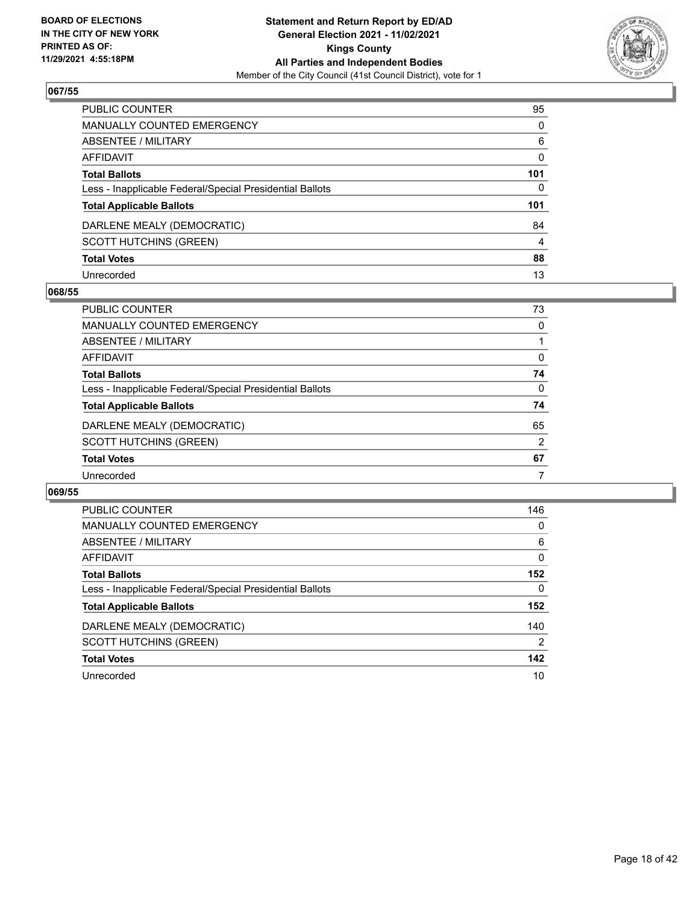**BOARD OF ELECTIONS IN THE CITY OF NEW YORK PRINTED AS OF: 11/29/2021 4:55:18PM**

**Statement and Return Report by ED/AD General Election 2021 - 11/02/2021 Kings County All Parties and Independent Bodies**

Member of the City Council (41st Council District), vote for 1

## 067/55

| | |
|---|---|
| PUBLIC COUNTER | 95 |
| MANUALLY COUNTED EMERGENCY | 0 |
| ABSENTEE / MILITARY | 6 |
| AFFIDAVIT | 0 |
| **Total Ballots** | **101** |
| Less - Inapplicable Federal/Special Presidential Ballots | 0 |
| **Total Applicable Ballots** | **101** |
| DARLENE MEALY (DEMOCRATIC) | 84 |
| SCOTT HUTCHINS (GREEN) | 4 |
| **Total Votes** | **88** |
| Unrecorded | 13 |

## 068/55

| | |
|---|---|
| PUBLIC COUNTER | 73 |
| MANUALLY COUNTED EMERGENCY | 0 |
| ABSENTEE / MILITARY | 1 |
| AFFIDAVIT | 0 |
| **Total Ballots** | **74** |
| Less - Inapplicable Federal/Special Presidential Ballots | 0 |
| **Total Applicable Ballots** | **74** |
| DARLENE MEALY (DEMOCRATIC) | 65 |
| SCOTT HUTCHINS (GREEN) | 2 |
| **Total Votes** | **67** |
| Unrecorded | 7 |

## 069/55

| | |
|---|---|
| PUBLIC COUNTER | 146 |
| MANUALLY COUNTED EMERGENCY | 0 |
| ABSENTEE / MILITARY | 6 |
| AFFIDAVIT | 0 |
| **Total Ballots** | **152** |
| Less - Inapplicable Federal/Special Presidential Ballots | 0 |
| **Total Applicable Ballots** | **152** |
| DARLENE MEALY (DEMOCRATIC) | 140 |
| SCOTT HUTCHINS (GREEN) | 2 |
| **Total Votes** | **142** |
| Unrecorded | 10 |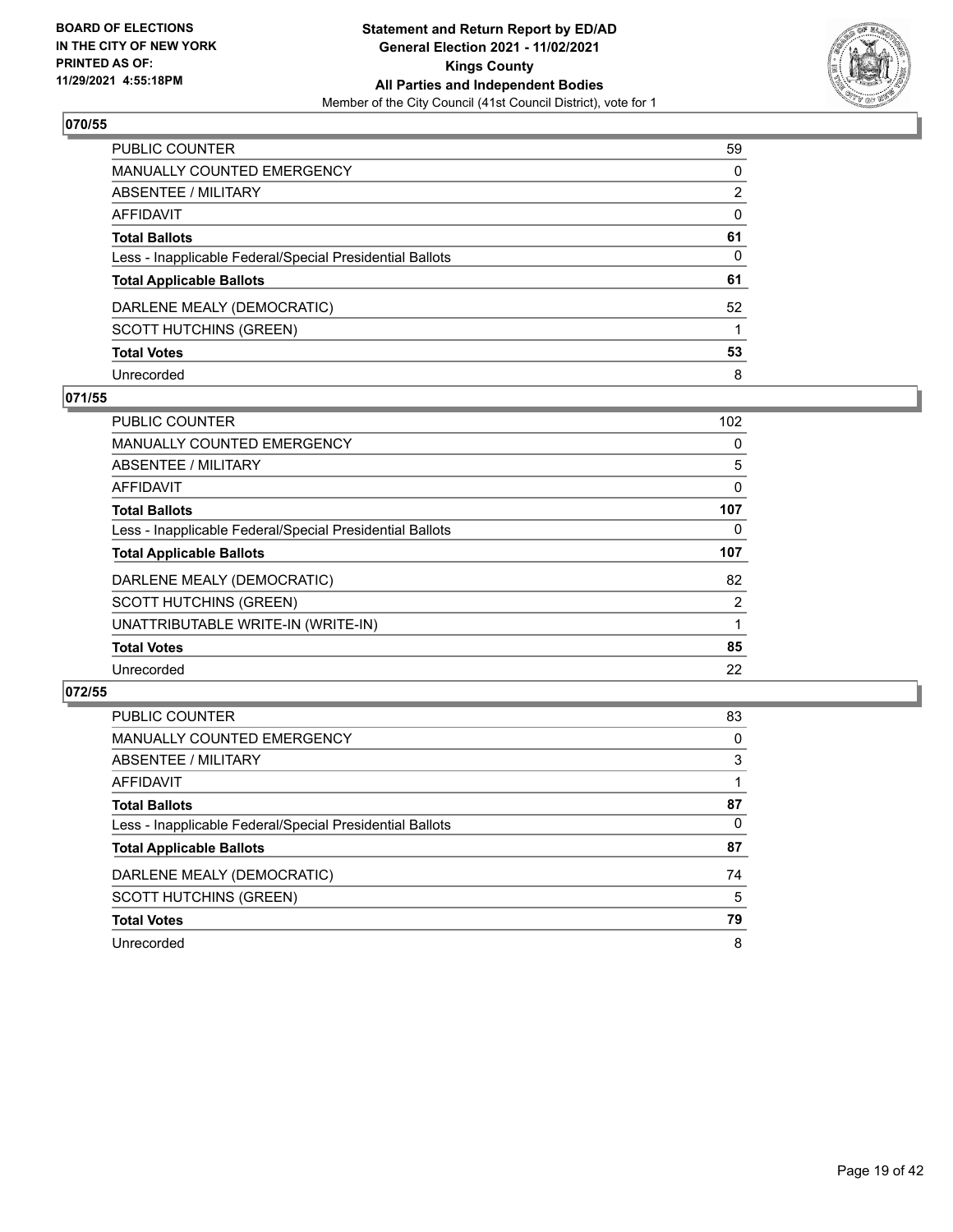## 070/55

| | |
|---|---|
| PUBLIC COUNTER | 59 |
| MANUALLY COUNTED EMERGENCY | 0 |
| ABSENTEE / MILITARY | 2 |
| AFFIDAVIT | 0 |
| **Total Ballots** | **61** |
| Less - Inapplicable Federal/Special Presidential Ballots | 0 |
| **Total Applicable Ballots** | **61** |
| DARLENE MEALY (DEMOCRATIC) | 52 |
| SCOTT HUTCHINS (GREEN) | 1 |
| **Total Votes** | **53** |
| Unrecorded | 8 |

## 071/55

| | |
|---|---|
| PUBLIC COUNTER | 102 |
| MANUALLY COUNTED EMERGENCY | 0 |
| ABSENTEE / MILITARY | 5 |
| AFFIDAVIT | 0 |
| **Total Ballots** | **107** |
| Less - Inapplicable Federal/Special Presidential Ballots | 0 |
| **Total Applicable Ballots** | **107** |
| DARLENE MEALY (DEMOCRATIC) | 82 |
| SCOTT HUTCHINS (GREEN) | 2 |
| UNATTRIBUTABLE WRITE-IN (WRITE-IN) | 1 |
| **Total Votes** | **85** |
| Unrecorded | 22 |

## 072/55

| | |
|---|---|
| PUBLIC COUNTER | 83 |
| MANUALLY COUNTED EMERGENCY | 0 |
| ABSENTEE / MILITARY | 3 |
| AFFIDAVIT | 1 |
| **Total Ballots** | **87** |
| Less - Inapplicable Federal/Special Presidential Ballots | 0 |
| **Total Applicable Ballots** | **87** |
| DARLENE MEALY (DEMOCRATIC) | 74 |
| SCOTT HUTCHINS (GREEN) | 5 |
| **Total Votes** | **79** |
| Unrecorded | 8 |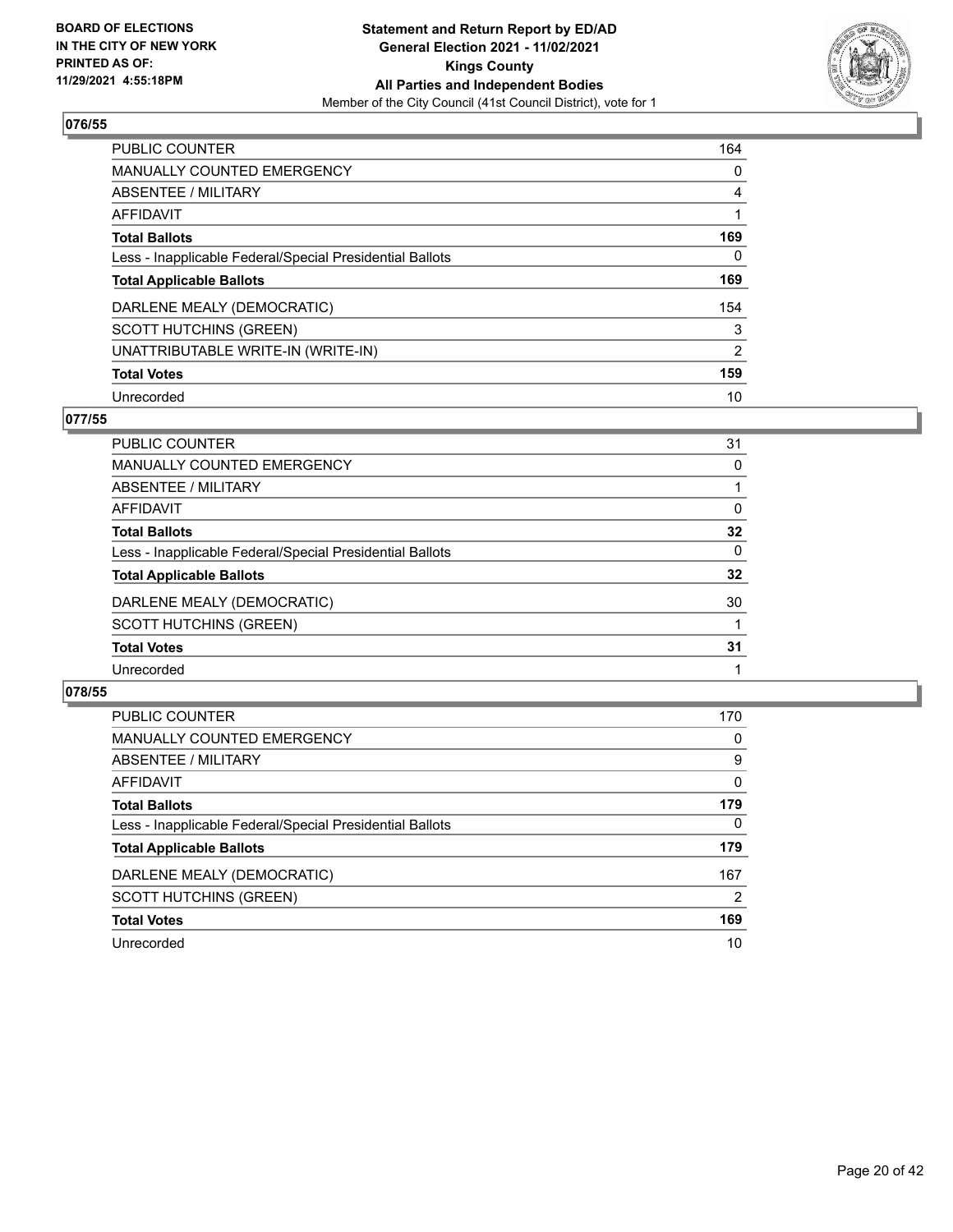**Statement and Return Report by ED/AD**
**General Election 2021 - 11/02/2021**
**Kings County**
**All Parties and Independent Bodies**
Member of the City Council (41st Council District), vote for 1

BOARD OF ELECTIONS
IN THE CITY OF NEW YORK
PRINTED AS OF:
11/29/2021 4:55:18PM

## 076/55

| | |
|---|---|
| PUBLIC COUNTER | 164 |
| MANUALLY COUNTED EMERGENCY | 0 |
| ABSENTEE / MILITARY | 4 |
| AFFIDAVIT | 1 |
| **Total Ballots** | **169** |
| Less - Inapplicable Federal/Special Presidential Ballots | 0 |
| **Total Applicable Ballots** | **169** |
| DARLENE MEALY (DEMOCRATIC) | 154 |
| SCOTT HUTCHINS (GREEN) | 3 |
| UNATTRIBUTABLE WRITE-IN (WRITE-IN) | 2 |
| **Total Votes** | **159** |
| Unrecorded | 10 |

## 077/55

| | |
|---|---|
| PUBLIC COUNTER | 31 |
| MANUALLY COUNTED EMERGENCY | 0 |
| ABSENTEE / MILITARY | 1 |
| AFFIDAVIT | 0 |
| **Total Ballots** | **32** |
| Less - Inapplicable Federal/Special Presidential Ballots | 0 |
| **Total Applicable Ballots** | **32** |
| DARLENE MEALY (DEMOCRATIC) | 30 |
| SCOTT HUTCHINS (GREEN) | 1 |
| **Total Votes** | **31** |
| Unrecorded | 1 |

## 078/55

| | |
|---|---|
| PUBLIC COUNTER | 170 |
| MANUALLY COUNTED EMERGENCY | 0 |
| ABSENTEE / MILITARY | 9 |
| AFFIDAVIT | 0 |
| **Total Ballots** | **179** |
| Less - Inapplicable Federal/Special Presidential Ballots | 0 |
| **Total Applicable Ballots** | **179** |
| DARLENE MEALY (DEMOCRATIC) | 167 |
| SCOTT HUTCHINS (GREEN) | 2 |
| **Total Votes** | **169** |
| Unrecorded | 10 |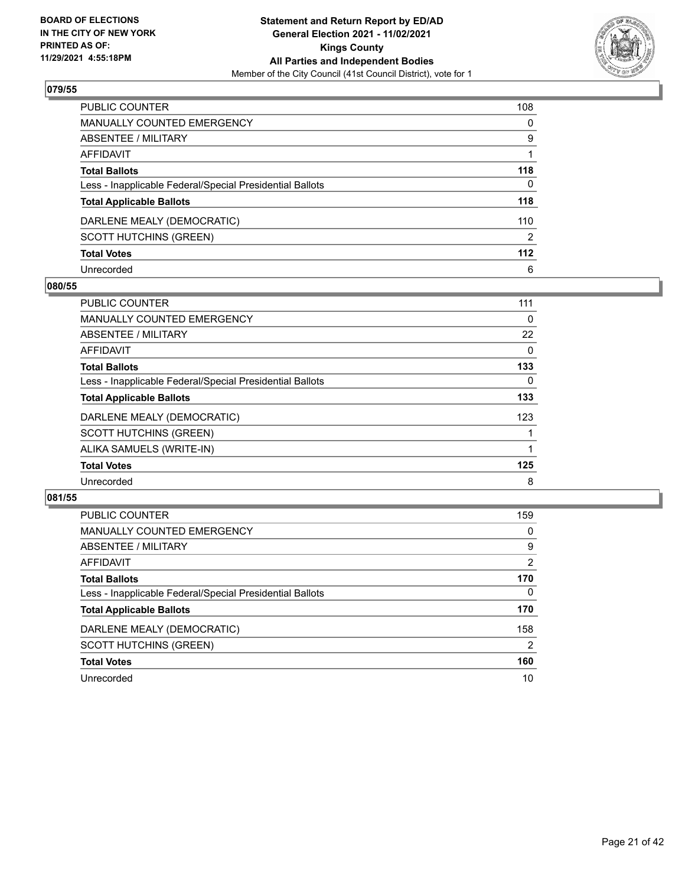**BOARD OF ELECTIONS IN THE CITY OF NEW YORK PRINTED AS OF: 11/29/2021 4:55:18PM**

**Statement and Return Report by ED/AD General Election 2021 - 11/02/2021 Kings County All Parties and Independent Bodies**

Member of the City Council (41st Council District), vote for 1

## 079/55

| | |
|---|---|
| PUBLIC COUNTER | 108 |
| MANUALLY COUNTED EMERGENCY | 0 |
| ABSENTEE / MILITARY | 9 |
| AFFIDAVIT | 1 |
| **Total Ballots** | **118** |
| Less - Inapplicable Federal/Special Presidential Ballots | 0 |
| **Total Applicable Ballots** | **118** |
| DARLENE MEALY (DEMOCRATIC) | 110 |
| SCOTT HUTCHINS (GREEN) | 2 |
| **Total Votes** | **112** |
| Unrecorded | 6 |

## 080/55

| | |
|---|---|
| PUBLIC COUNTER | 111 |
| MANUALLY COUNTED EMERGENCY | 0 |
| ABSENTEE / MILITARY | 22 |
| AFFIDAVIT | 0 |
| **Total Ballots** | **133** |
| Less - Inapplicable Federal/Special Presidential Ballots | 0 |
| **Total Applicable Ballots** | **133** |
| DARLENE MEALY (DEMOCRATIC) | 123 |
| SCOTT HUTCHINS (GREEN) | 1 |
| ALIKA SAMUELS (WRITE-IN) | 1 |
| **Total Votes** | **125** |
| Unrecorded | 8 |

## 081/55

| | |
|---|---|
| PUBLIC COUNTER | 159 |
| MANUALLY COUNTED EMERGENCY | 0 |
| ABSENTEE / MILITARY | 9 |
| AFFIDAVIT | 2 |
| **Total Ballots** | **170** |
| Less - Inapplicable Federal/Special Presidential Ballots | 0 |
| **Total Applicable Ballots** | **170** |
| DARLENE MEALY (DEMOCRATIC) | 158 |
| SCOTT HUTCHINS (GREEN) | 2 |
| **Total Votes** | **160** |
| Unrecorded | 10 |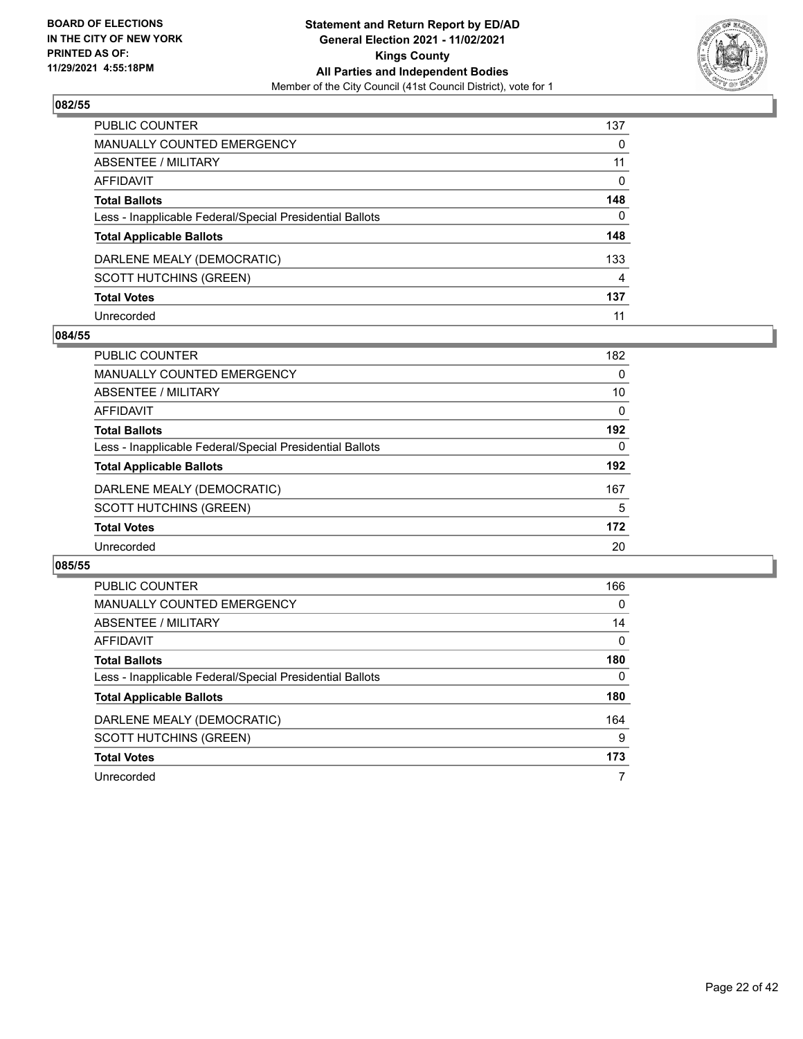## 082/55

| | |
|---|---|
| PUBLIC COUNTER | 137 |
| MANUALLY COUNTED EMERGENCY | 0 |
| ABSENTEE / MILITARY | 11 |
| AFFIDAVIT | 0 |
| **Total Ballots** | **148** |
| Less - Inapplicable Federal/Special Presidential Ballots | 0 |
| **Total Applicable Ballots** | **148** |
| DARLENE MEALY (DEMOCRATIC) | 133 |
| SCOTT HUTCHINS (GREEN) | 4 |
| **Total Votes** | **137** |
| Unrecorded | 11 |

## 084/55

| | |
|---|---|
| PUBLIC COUNTER | 182 |
| MANUALLY COUNTED EMERGENCY | 0 |
| ABSENTEE / MILITARY | 10 |
| AFFIDAVIT | 0 |
| **Total Ballots** | **192** |
| Less - Inapplicable Federal/Special Presidential Ballots | 0 |
| **Total Applicable Ballots** | **192** |
| DARLENE MEALY (DEMOCRATIC) | 167 |
| SCOTT HUTCHINS (GREEN) | 5 |
| **Total Votes** | **172** |
| Unrecorded | 20 |

## 085/55

| | |
|---|---|
| PUBLIC COUNTER | 166 |
| MANUALLY COUNTED EMERGENCY | 0 |
| ABSENTEE / MILITARY | 14 |
| AFFIDAVIT | 0 |
| **Total Ballots** | **180** |
| Less - Inapplicable Federal/Special Presidential Ballots | 0 |
| **Total Applicable Ballots** | **180** |
| DARLENE MEALY (DEMOCRATIC) | 164 |
| SCOTT HUTCHINS (GREEN) | 9 |
| **Total Votes** | **173** |
| Unrecorded | 7 |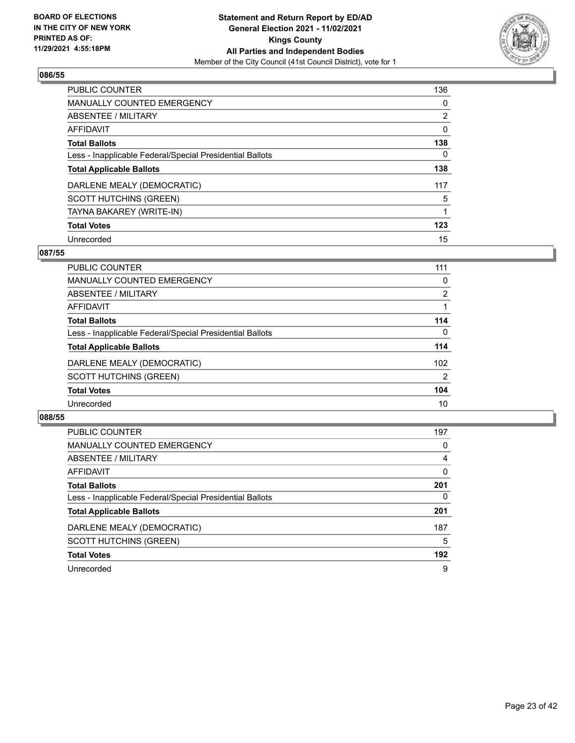BOARD OF ELECTIONS
IN THE CITY OF NEW YORK
PRINTED AS OF:
11/29/2021 4:55:18PM

**Statement and Return Report by ED/AD**
**General Election 2021 - 11/02/2021**
**Kings County**
**All Parties and Independent Bodies**
Member of the City Council (41st Council District), vote for 1

## 086/55

| | |
|---|---|
| PUBLIC COUNTER | 136 |
| MANUALLY COUNTED EMERGENCY | 0 |
| ABSENTEE / MILITARY | 2 |
| AFFIDAVIT | 0 |
| **Total Ballots** | **138** |
| Less - Inapplicable Federal/Special Presidential Ballots | 0 |
| **Total Applicable Ballots** | **138** |
| DARLENE MEALY (DEMOCRATIC) | 117 |
| SCOTT HUTCHINS (GREEN) | 5 |
| TAYNA BAKAREY (WRITE-IN) | 1 |
| **Total Votes** | **123** |
| Unrecorded | 15 |

## 087/55

| | |
|---|---|
| PUBLIC COUNTER | 111 |
| MANUALLY COUNTED EMERGENCY | 0 |
| ABSENTEE / MILITARY | 2 |
| AFFIDAVIT | 1 |
| **Total Ballots** | **114** |
| Less - Inapplicable Federal/Special Presidential Ballots | 0 |
| **Total Applicable Ballots** | **114** |
| DARLENE MEALY (DEMOCRATIC) | 102 |
| SCOTT HUTCHINS (GREEN) | 2 |
| **Total Votes** | **104** |
| Unrecorded | 10 |

## 088/55

| | |
|---|---|
| PUBLIC COUNTER | 197 |
| MANUALLY COUNTED EMERGENCY | 0 |
| ABSENTEE / MILITARY | 4 |
| AFFIDAVIT | 0 |
| **Total Ballots** | **201** |
| Less - Inapplicable Federal/Special Presidential Ballots | 0 |
| **Total Applicable Ballots** | **201** |
| DARLENE MEALY (DEMOCRATIC) | 187 |
| SCOTT HUTCHINS (GREEN) | 5 |
| **Total Votes** | **192** |
| Unrecorded | 9 |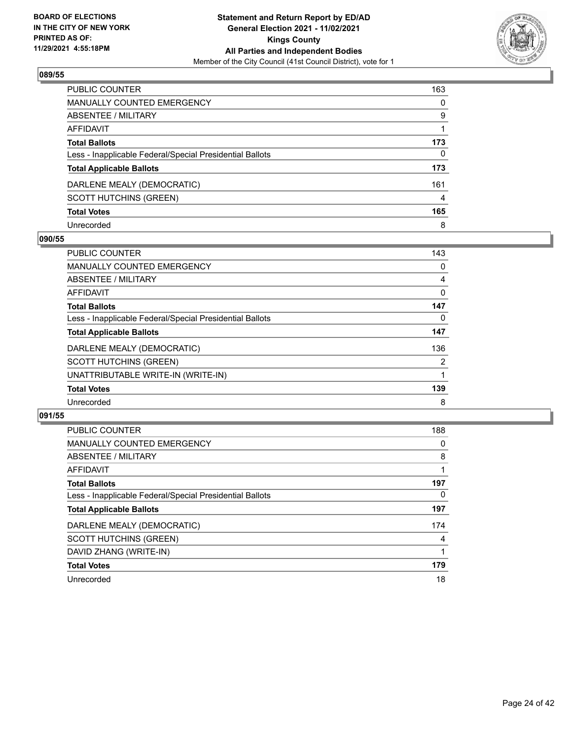BOARD OF ELECTIONS IN THE CITY OF NEW YORK PRINTED AS OF: 11/29/2021 4:55:18PM

**Statement and Return Report by ED/AD**
**General Election 2021 - 11/02/2021**
**Kings County**
**All Parties and Independent Bodies**
Member of the City Council (41st Council District), vote for 1

### 089/55

| | |
|---|---|
| PUBLIC COUNTER | 163 |
| MANUALLY COUNTED EMERGENCY | 0 |
| ABSENTEE / MILITARY | 9 |
| AFFIDAVIT | 1 |
| **Total Ballots** | **173** |
| Less - Inapplicable Federal/Special Presidential Ballots | 0 |
| **Total Applicable Ballots** | **173** |
| DARLENE MEALY (DEMOCRATIC) | 161 |
| SCOTT HUTCHINS (GREEN) | 4 |
| **Total Votes** | **165** |
| Unrecorded | 8 |

### 090/55

| | |
|---|---|
| PUBLIC COUNTER | 143 |
| MANUALLY COUNTED EMERGENCY | 0 |
| ABSENTEE / MILITARY | 4 |
| AFFIDAVIT | 0 |
| **Total Ballots** | **147** |
| Less - Inapplicable Federal/Special Presidential Ballots | 0 |
| **Total Applicable Ballots** | **147** |
| DARLENE MEALY (DEMOCRATIC) | 136 |
| SCOTT HUTCHINS (GREEN) | 2 |
| UNATTRIBUTABLE WRITE-IN (WRITE-IN) | 1 |
| **Total Votes** | **139** |
| Unrecorded | 8 |

### 091/55

| | |
|---|---|
| PUBLIC COUNTER | 188 |
| MANUALLY COUNTED EMERGENCY | 0 |
| ABSENTEE / MILITARY | 8 |
| AFFIDAVIT | 1 |
| **Total Ballots** | **197** |
| Less - Inapplicable Federal/Special Presidential Ballots | 0 |
| **Total Applicable Ballots** | **197** |
| DARLENE MEALY (DEMOCRATIC) | 174 |
| SCOTT HUTCHINS (GREEN) | 4 |
| DAVID ZHANG (WRITE-IN) | 1 |
| **Total Votes** | **179** |
| Unrecorded | 18 |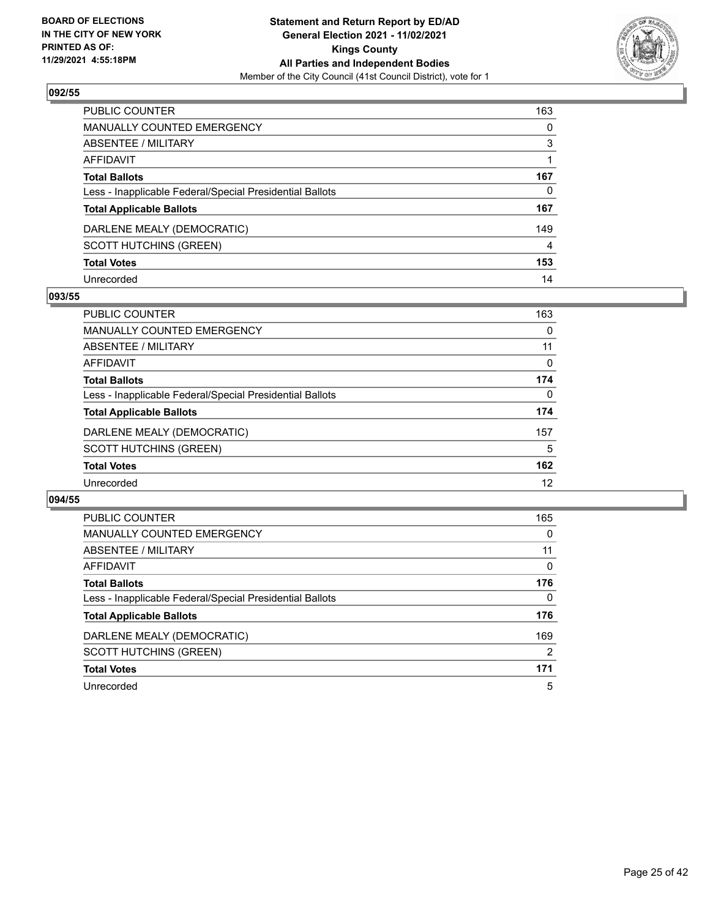**BOARD OF ELECTIONS IN THE CITY OF NEW YORK PRINTED AS OF: 11/29/2021 4:55:18PM**

**Statement and Return Report by ED/AD General Election 2021 - 11/02/2021 Kings County All Parties and Independent Bodies**

Member of the City Council (41st Council District), vote for 1

### 092/55

| | |
|---|---|
| PUBLIC COUNTER | 163 |
| MANUALLY COUNTED EMERGENCY | 0 |
| ABSENTEE / MILITARY | 3 |
| AFFIDAVIT | 1 |
| **Total Ballots** | **167** |
| Less - Inapplicable Federal/Special Presidential Ballots | 0 |
| **Total Applicable Ballots** | **167** |
| DARLENE MEALY (DEMOCRATIC) | 149 |
| SCOTT HUTCHINS (GREEN) | 4 |
| **Total Votes** | **153** |
| Unrecorded | 14 |

### 093/55

| | |
|---|---|
| PUBLIC COUNTER | 163 |
| MANUALLY COUNTED EMERGENCY | 0 |
| ABSENTEE / MILITARY | 11 |
| AFFIDAVIT | 0 |
| **Total Ballots** | **174** |
| Less - Inapplicable Federal/Special Presidential Ballots | 0 |
| **Total Applicable Ballots** | **174** |
| DARLENE MEALY (DEMOCRATIC) | 157 |
| SCOTT HUTCHINS (GREEN) | 5 |
| **Total Votes** | **162** |
| Unrecorded | 12 |

### 094/55

| | |
|---|---|
| PUBLIC COUNTER | 165 |
| MANUALLY COUNTED EMERGENCY | 0 |
| ABSENTEE / MILITARY | 11 |
| AFFIDAVIT | 0 |
| **Total Ballots** | **176** |
| Less - Inapplicable Federal/Special Presidential Ballots | 0 |
| **Total Applicable Ballots** | **176** |
| DARLENE MEALY (DEMOCRATIC) | 169 |
| SCOTT HUTCHINS (GREEN) | 2 |
| **Total Votes** | **171** |
| Unrecorded | 5 |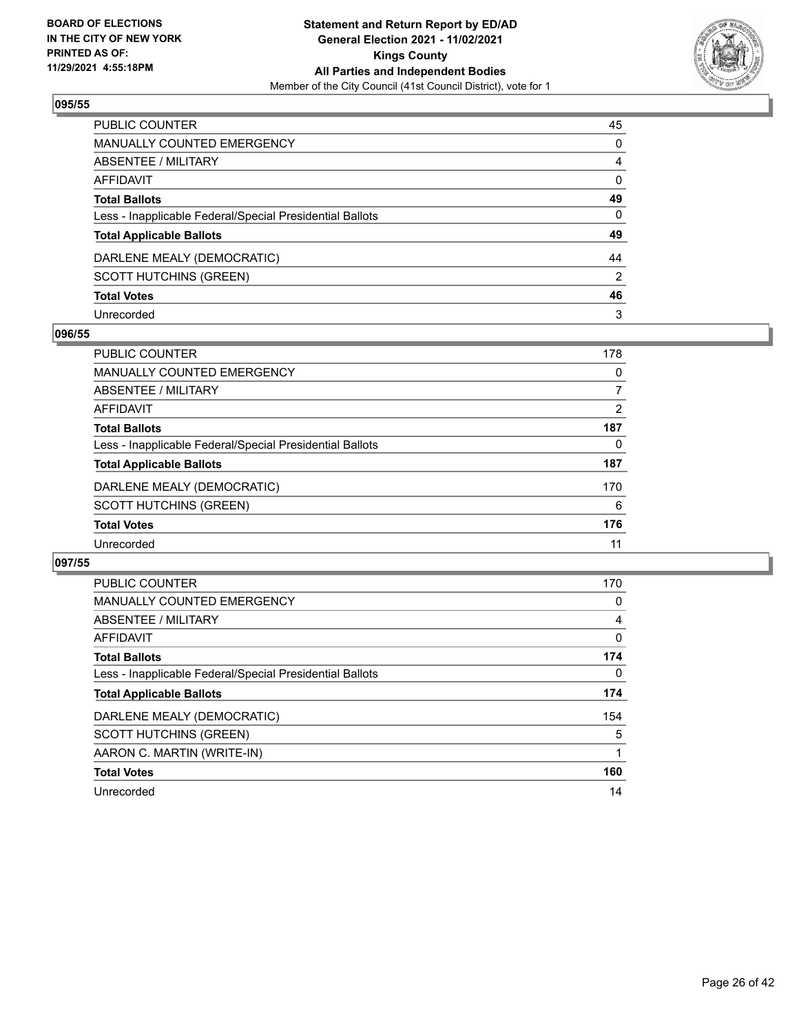## 095/55

| | |
|---|---|
| PUBLIC COUNTER | 45 |
| MANUALLY COUNTED EMERGENCY | 0 |
| ABSENTEE / MILITARY | 4 |
| AFFIDAVIT | 0 |
| **Total Ballots** | **49** |
| Less - Inapplicable Federal/Special Presidential Ballots | 0 |
| **Total Applicable Ballots** | **49** |
| DARLENE MEALY (DEMOCRATIC) | 44 |
| SCOTT HUTCHINS (GREEN) | 2 |
| **Total Votes** | **46** |
| Unrecorded | 3 |

## 096/55

| | |
|---|---|
| PUBLIC COUNTER | 178 |
| MANUALLY COUNTED EMERGENCY | 0 |
| ABSENTEE / MILITARY | 7 |
| AFFIDAVIT | 2 |
| **Total Ballots** | **187** |
| Less - Inapplicable Federal/Special Presidential Ballots | 0 |
| **Total Applicable Ballots** | **187** |
| DARLENE MEALY (DEMOCRATIC) | 170 |
| SCOTT HUTCHINS (GREEN) | 6 |
| **Total Votes** | **176** |
| Unrecorded | 11 |

## 097/55

| | |
|---|---|
| PUBLIC COUNTER | 170 |
| MANUALLY COUNTED EMERGENCY | 0 |
| ABSENTEE / MILITARY | 4 |
| AFFIDAVIT | 0 |
| **Total Ballots** | **174** |
| Less - Inapplicable Federal/Special Presidential Ballots | 0 |
| **Total Applicable Ballots** | **174** |
| DARLENE MEALY (DEMOCRATIC) | 154 |
| SCOTT HUTCHINS (GREEN) | 5 |
| AARON C. MARTIN (WRITE-IN) | 1 |
| **Total Votes** | **160** |
| Unrecorded | 14 |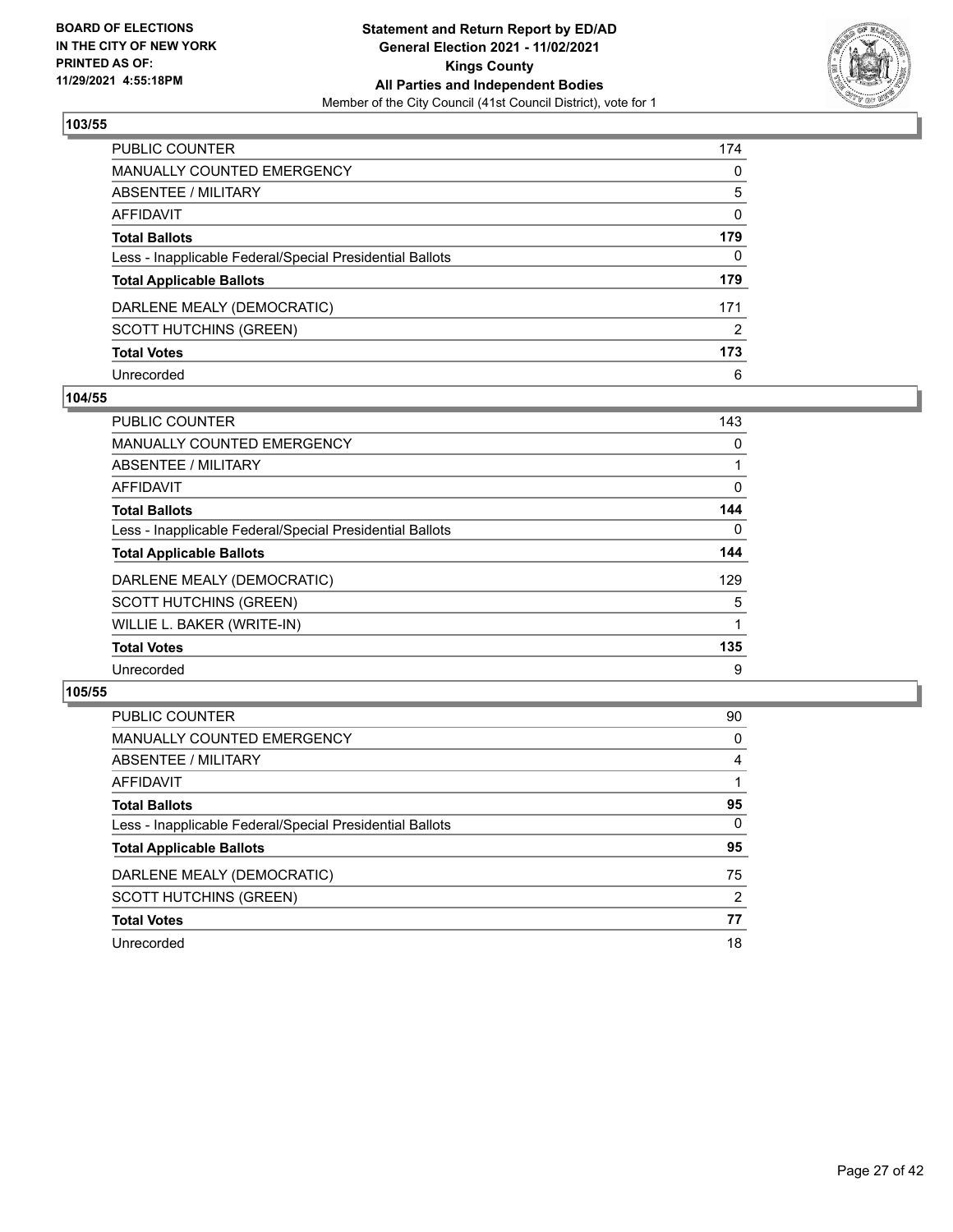## 103/55

| | |
|---|---|
| PUBLIC COUNTER | 174 |
| MANUALLY COUNTED EMERGENCY | 0 |
| ABSENTEE / MILITARY | 5 |
| AFFIDAVIT | 0 |
| **Total Ballots** | **179** |
| Less - Inapplicable Federal/Special Presidential Ballots | 0 |
| **Total Applicable Ballots** | **179** |
| DARLENE MEALY (DEMOCRATIC) | 171 |
| SCOTT HUTCHINS (GREEN) | 2 |
| **Total Votes** | **173** |
| Unrecorded | 6 |

## 104/55

| | |
|---|---|
| PUBLIC COUNTER | 143 |
| MANUALLY COUNTED EMERGENCY | 0 |
| ABSENTEE / MILITARY | 1 |
| AFFIDAVIT | 0 |
| **Total Ballots** | **144** |
| Less - Inapplicable Federal/Special Presidential Ballots | 0 |
| **Total Applicable Ballots** | **144** |
| DARLENE MEALY (DEMOCRATIC) | 129 |
| SCOTT HUTCHINS (GREEN) | 5 |
| WILLIE L. BAKER (WRITE-IN) | 1 |
| **Total Votes** | **135** |
| Unrecorded | 9 |

## 105/55

| | |
|---|---|
| PUBLIC COUNTER | 90 |
| MANUALLY COUNTED EMERGENCY | 0 |
| ABSENTEE / MILITARY | 4 |
| AFFIDAVIT | 1 |
| **Total Ballots** | **95** |
| Less - Inapplicable Federal/Special Presidential Ballots | 0 |
| **Total Applicable Ballots** | **95** |
| DARLENE MEALY (DEMOCRATIC) | 75 |
| SCOTT HUTCHINS (GREEN) | 2 |
| **Total Votes** | **77** |
| Unrecorded | 18 |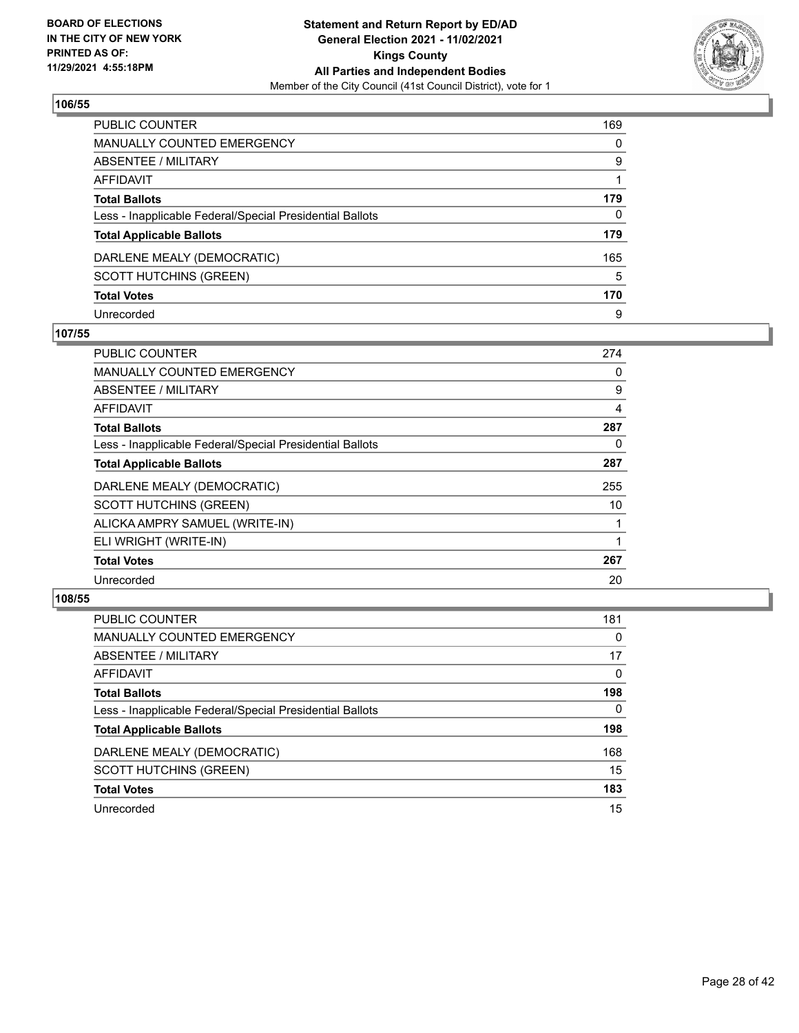**BOARD OF ELECTIONS IN THE CITY OF NEW YORK PRINTED AS OF: 11/29/2021 4:55:18PM**

**Statement and Return Report by ED/AD General Election 2021 - 11/02/2021 Kings County All Parties and Independent Bodies**

Member of the City Council (41st Council District), vote for 1

## 106/55

| | |
|---|---|
| PUBLIC COUNTER | 169 |
| MANUALLY COUNTED EMERGENCY | 0 |
| ABSENTEE / MILITARY | 9 |
| AFFIDAVIT | 1 |
| **Total Ballots** | **179** |
| Less - Inapplicable Federal/Special Presidential Ballots | 0 |
| **Total Applicable Ballots** | **179** |
| DARLENE MEALY (DEMOCRATIC) | 165 |
| SCOTT HUTCHINS (GREEN) | 5 |
| **Total Votes** | **170** |
| Unrecorded | 9 |

## 107/55

| | |
|---|---|
| PUBLIC COUNTER | 274 |
| MANUALLY COUNTED EMERGENCY | 0 |
| ABSENTEE / MILITARY | 9 |
| AFFIDAVIT | 4 |
| **Total Ballots** | **287** |
| Less - Inapplicable Federal/Special Presidential Ballots | 0 |
| **Total Applicable Ballots** | **287** |
| DARLENE MEALY (DEMOCRATIC) | 255 |
| SCOTT HUTCHINS (GREEN) | 10 |
| ALICKA AMPRY SAMUEL (WRITE-IN) | 1 |
| ELI WRIGHT (WRITE-IN) | 1 |
| **Total Votes** | **267** |
| Unrecorded | 20 |

## 108/55

| | |
|---|---|
| PUBLIC COUNTER | 181 |
| MANUALLY COUNTED EMERGENCY | 0 |
| ABSENTEE / MILITARY | 17 |
| AFFIDAVIT | 0 |
| **Total Ballots** | **198** |
| Less - Inapplicable Federal/Special Presidential Ballots | 0 |
| **Total Applicable Ballots** | **198** |
| DARLENE MEALY (DEMOCRATIC) | 168 |
| SCOTT HUTCHINS (GREEN) | 15 |
| **Total Votes** | **183** |
| Unrecorded | 15 |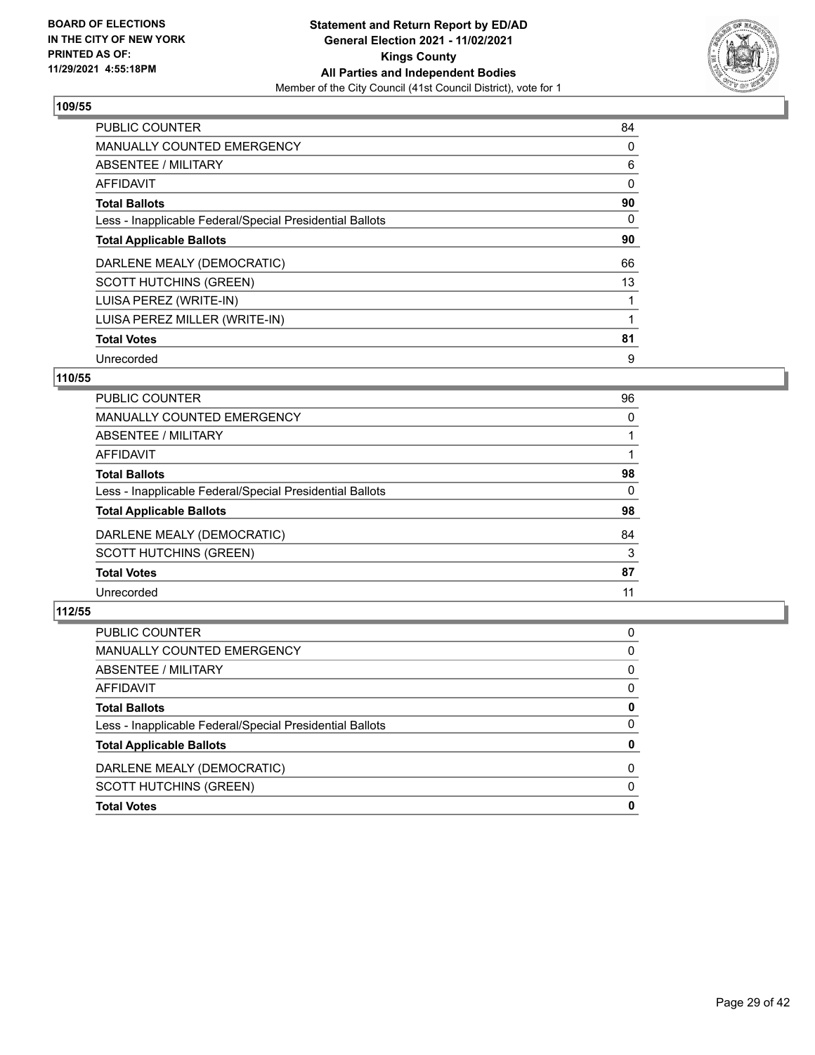## 109/55

| | |
|---|---|
| PUBLIC COUNTER | 84 |
| MANUALLY COUNTED EMERGENCY | 0 |
| ABSENTEE / MILITARY | 6 |
| AFFIDAVIT | 0 |
| **Total Ballots** | **90** |
| Less - Inapplicable Federal/Special Presidential Ballots | 0 |
| **Total Applicable Ballots** | **90** |
| DARLENE MEALY (DEMOCRATIC) | 66 |
| SCOTT HUTCHINS (GREEN) | 13 |
| LUISA PEREZ (WRITE-IN) | 1 |
| LUISA PEREZ MILLER (WRITE-IN) | 1 |
| **Total Votes** | **81** |
| Unrecorded | 9 |

## 110/55

| | |
|---|---|
| PUBLIC COUNTER | 96 |
| MANUALLY COUNTED EMERGENCY | 0 |
| ABSENTEE / MILITARY | 1 |
| AFFIDAVIT | 1 |
| **Total Ballots** | **98** |
| Less - Inapplicable Federal/Special Presidential Ballots | 0 |
| **Total Applicable Ballots** | **98** |
| DARLENE MEALY (DEMOCRATIC) | 84 |
| SCOTT HUTCHINS (GREEN) | 3 |
| **Total Votes** | **87** |
| Unrecorded | 11 |

## 112/55

| | |
|---|---|
| PUBLIC COUNTER | 0 |
| MANUALLY COUNTED EMERGENCY | 0 |
| ABSENTEE / MILITARY | 0 |
| AFFIDAVIT | 0 |
| **Total Ballots** | **0** |
| Less - Inapplicable Federal/Special Presidential Ballots | 0 |
| **Total Applicable Ballots** | **0** |
| DARLENE MEALY (DEMOCRATIC) | 0 |
| SCOTT HUTCHINS (GREEN) | 0 |
| **Total Votes** | **0** |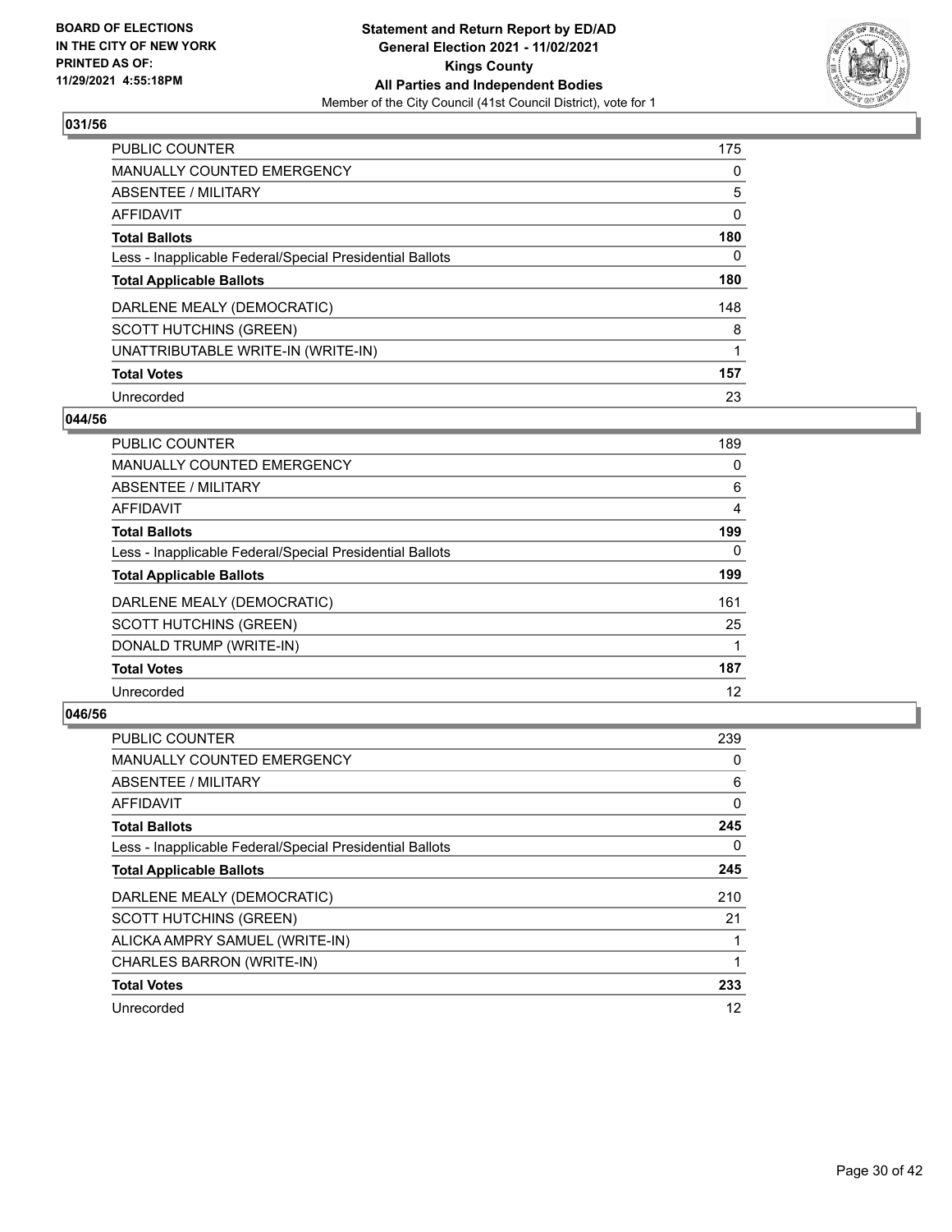## 031/56

| | |
|---|---|
| PUBLIC COUNTER | 175 |
| MANUALLY COUNTED EMERGENCY | 0 |
| ABSENTEE / MILITARY | 5 |
| AFFIDAVIT | 0 |
| **Total Ballots** | **180** |
| Less - Inapplicable Federal/Special Presidential Ballots | 0 |
| **Total Applicable Ballots** | **180** |
| DARLENE MEALY (DEMOCRATIC) | 148 |
| SCOTT HUTCHINS (GREEN) | 8 |
| UNATTRIBUTABLE WRITE-IN (WRITE-IN) | 1 |
| **Total Votes** | **157** |
| Unrecorded | 23 |

## 044/56

| | |
|---|---|
| PUBLIC COUNTER | 189 |
| MANUALLY COUNTED EMERGENCY | 0 |
| ABSENTEE / MILITARY | 6 |
| AFFIDAVIT | 4 |
| **Total Ballots** | **199** |
| Less - Inapplicable Federal/Special Presidential Ballots | 0 |
| **Total Applicable Ballots** | **199** |
| DARLENE MEALY (DEMOCRATIC) | 161 |
| SCOTT HUTCHINS (GREEN) | 25 |
| DONALD TRUMP (WRITE-IN) | 1 |
| **Total Votes** | **187** |
| Unrecorded | 12 |

## 046/56

| | |
|---|---|
| PUBLIC COUNTER | 239 |
| MANUALLY COUNTED EMERGENCY | 0 |
| ABSENTEE / MILITARY | 6 |
| AFFIDAVIT | 0 |
| **Total Ballots** | **245** |
| Less - Inapplicable Federal/Special Presidential Ballots | 0 |
| **Total Applicable Ballots** | **245** |
| DARLENE MEALY (DEMOCRATIC) | 210 |
| SCOTT HUTCHINS (GREEN) | 21 |
| ALICKA AMPRY SAMUEL (WRITE-IN) | 1 |
| CHARLES BARRON (WRITE-IN) | 1 |
| **Total Votes** | **233** |
| Unrecorded | 12 |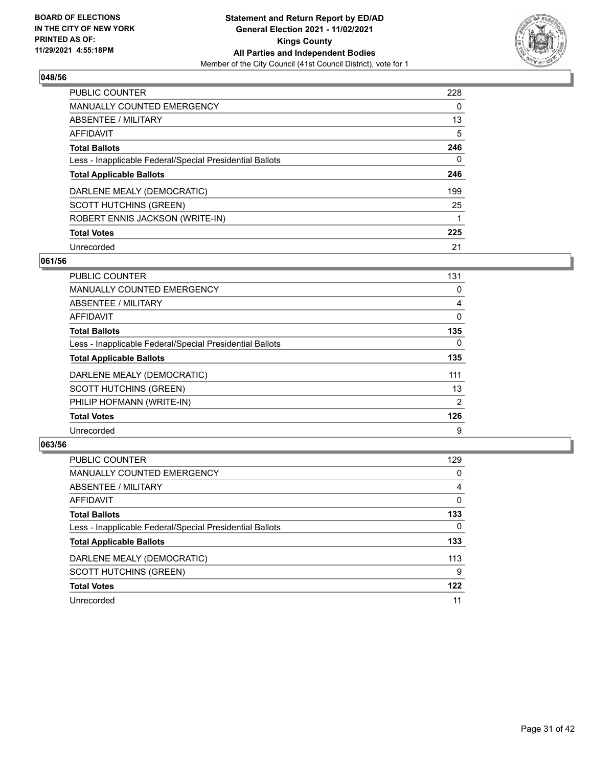BOARD OF ELECTIONS
IN THE CITY OF NEW YORK
PRINTED AS OF:
11/29/2021 4:55:18PM

**Statement and Return Report by ED/AD**
**General Election 2021 - 11/02/2021**
**Kings County**
**All Parties and Independent Bodies**
Member of the City Council (41st Council District), vote for 1

### 048/56

| | |
|---|---|
| PUBLIC COUNTER | 228 |
| MANUALLY COUNTED EMERGENCY | 0 |
| ABSENTEE / MILITARY | 13 |
| AFFIDAVIT | 5 |
| **Total Ballots** | **246** |
| Less - Inapplicable Federal/Special Presidential Ballots | 0 |
| **Total Applicable Ballots** | **246** |
| DARLENE MEALY (DEMOCRATIC) | 199 |
| SCOTT HUTCHINS (GREEN) | 25 |
| ROBERT ENNIS JACKSON (WRITE-IN) | 1 |
| **Total Votes** | **225** |
| Unrecorded | 21 |

### 061/56

| | |
|---|---|
| PUBLIC COUNTER | 131 |
| MANUALLY COUNTED EMERGENCY | 0 |
| ABSENTEE / MILITARY | 4 |
| AFFIDAVIT | 0 |
| **Total Ballots** | **135** |
| Less - Inapplicable Federal/Special Presidential Ballots | 0 |
| **Total Applicable Ballots** | **135** |
| DARLENE MEALY (DEMOCRATIC) | 111 |
| SCOTT HUTCHINS (GREEN) | 13 |
| PHILIP HOFMANN (WRITE-IN) | 2 |
| **Total Votes** | **126** |
| Unrecorded | 9 |

### 063/56

| | |
|---|---|
| PUBLIC COUNTER | 129 |
| MANUALLY COUNTED EMERGENCY | 0 |
| ABSENTEE / MILITARY | 4 |
| AFFIDAVIT | 0 |
| **Total Ballots** | **133** |
| Less - Inapplicable Federal/Special Presidential Ballots | 0 |
| **Total Applicable Ballots** | **133** |
| DARLENE MEALY (DEMOCRATIC) | 113 |
| SCOTT HUTCHINS (GREEN) | 9 |
| **Total Votes** | **122** |
| Unrecorded | 11 |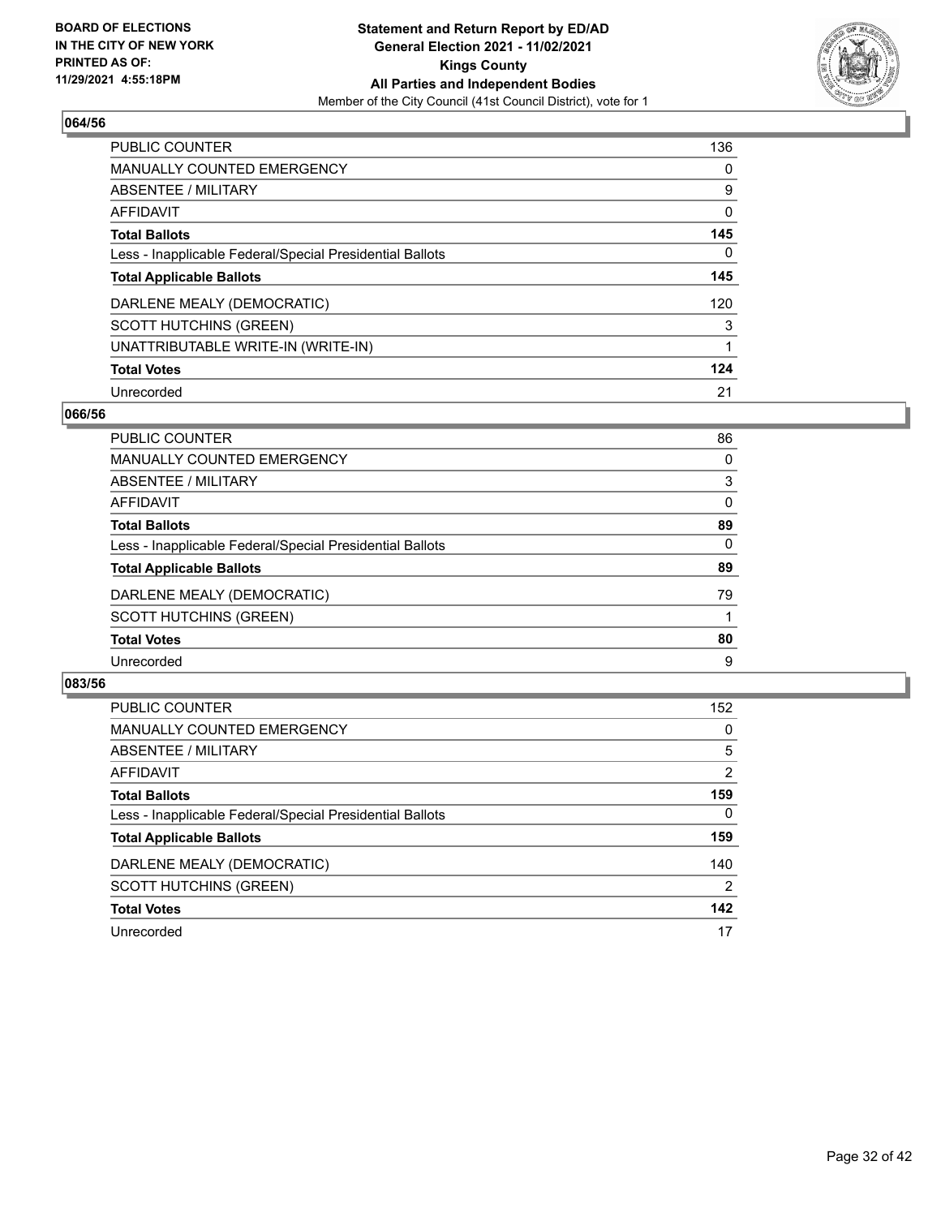## 064/56

| | |
|---|---|
| PUBLIC COUNTER | 136 |
| MANUALLY COUNTED EMERGENCY | 0 |
| ABSENTEE / MILITARY | 9 |
| AFFIDAVIT | 0 |
| **Total Ballots** | **145** |
| Less - Inapplicable Federal/Special Presidential Ballots | 0 |
| **Total Applicable Ballots** | **145** |
| DARLENE MEALY (DEMOCRATIC) | 120 |
| SCOTT HUTCHINS (GREEN) | 3 |
| UNATTRIBUTABLE WRITE-IN (WRITE-IN) | 1 |
| **Total Votes** | **124** |
| Unrecorded | 21 |

## 066/56

| | |
|---|---|
| PUBLIC COUNTER | 86 |
| MANUALLY COUNTED EMERGENCY | 0 |
| ABSENTEE / MILITARY | 3 |
| AFFIDAVIT | 0 |
| **Total Ballots** | **89** |
| Less - Inapplicable Federal/Special Presidential Ballots | 0 |
| **Total Applicable Ballots** | **89** |
| DARLENE MEALY (DEMOCRATIC) | 79 |
| SCOTT HUTCHINS (GREEN) | 1 |
| **Total Votes** | **80** |
| Unrecorded | 9 |

## 083/56

| | |
|---|---|
| PUBLIC COUNTER | 152 |
| MANUALLY COUNTED EMERGENCY | 0 |
| ABSENTEE / MILITARY | 5 |
| AFFIDAVIT | 2 |
| **Total Ballots** | **159** |
| Less - Inapplicable Federal/Special Presidential Ballots | 0 |
| **Total Applicable Ballots** | **159** |
| DARLENE MEALY (DEMOCRATIC) | 140 |
| SCOTT HUTCHINS (GREEN) | 2 |
| **Total Votes** | **142** |
| Unrecorded | 17 |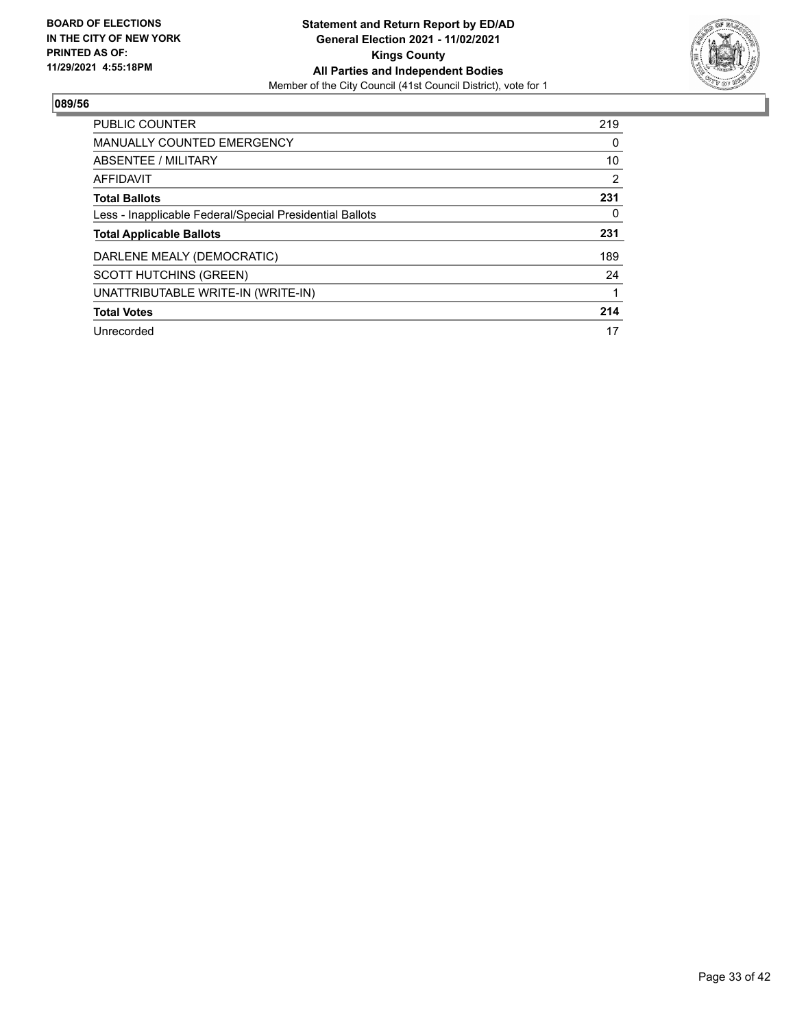**BOARD OF ELECTIONS IN THE CITY OF NEW YORK PRINTED AS OF: 11/29/2021 4:55:18PM**

**Statement and Return Report by ED/AD**
**General Election 2021 - 11/02/2021**
**Kings County**
**All Parties and Independent Bodies**
Member of the City Council (41st Council District), vote for 1

## 089/56

| | |
|---|---|
| PUBLIC COUNTER | 219 |
| MANUALLY COUNTED EMERGENCY | 0 |
| ABSENTEE / MILITARY | 10 |
| AFFIDAVIT | 2 |
| **Total Ballots** | **231** |
| Less - Inapplicable Federal/Special Presidential Ballots | 0 |
| **Total Applicable Ballots** | **231** |
| DARLENE MEALY (DEMOCRATIC) | 189 |
| SCOTT HUTCHINS (GREEN) | 24 |
| UNATTRIBUTABLE WRITE-IN (WRITE-IN) | 1 |
| **Total Votes** | **214** |
| Unrecorded | 17 |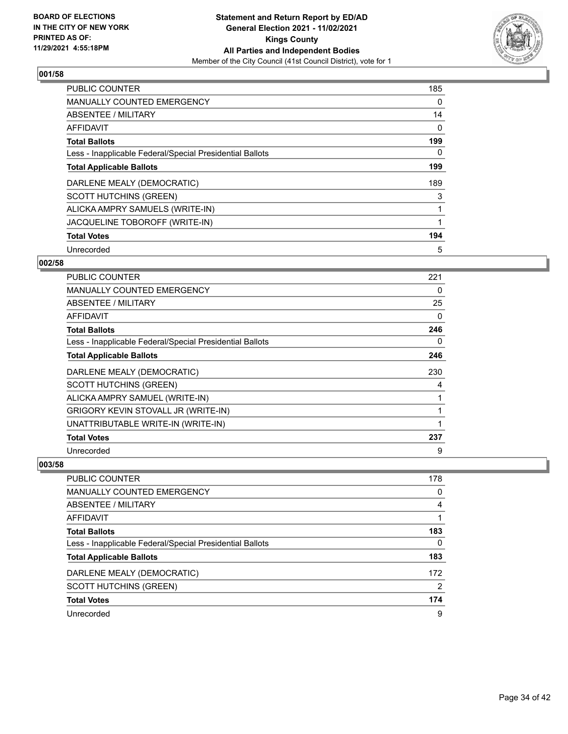## 001/58

| | |
|---|---|
| PUBLIC COUNTER | 185 |
| MANUALLY COUNTED EMERGENCY | 0 |
| ABSENTEE / MILITARY | 14 |
| AFFIDAVIT | 0 |
| **Total Ballots** | **199** |
| Less - Inapplicable Federal/Special Presidential Ballots | 0 |
| **Total Applicable Ballots** | **199** |
| DARLENE MEALY (DEMOCRATIC) | 189 |
| SCOTT HUTCHINS (GREEN) | 3 |
| ALICKA AMPRY SAMUELS (WRITE-IN) | 1 |
| JACQUELINE TOBOROFF (WRITE-IN) | 1 |
| **Total Votes** | **194** |
| Unrecorded | 5 |

## 002/58

| | |
|---|---|
| PUBLIC COUNTER | 221 |
| MANUALLY COUNTED EMERGENCY | 0 |
| ABSENTEE / MILITARY | 25 |
| AFFIDAVIT | 0 |
| **Total Ballots** | **246** |
| Less - Inapplicable Federal/Special Presidential Ballots | 0 |
| **Total Applicable Ballots** | **246** |
| DARLENE MEALY (DEMOCRATIC) | 230 |
| SCOTT HUTCHINS (GREEN) | 4 |
| ALICKA AMPRY SAMUEL (WRITE-IN) | 1 |
| GRIGORY KEVIN STOVALL JR (WRITE-IN) | 1 |
| UNATTRIBUTABLE WRITE-IN (WRITE-IN) | 1 |
| **Total Votes** | **237** |
| Unrecorded | 9 |

## 003/58

| | |
|---|---|
| PUBLIC COUNTER | 178 |
| MANUALLY COUNTED EMERGENCY | 0 |
| ABSENTEE / MILITARY | 4 |
| AFFIDAVIT | 1 |
| **Total Ballots** | **183** |
| Less - Inapplicable Federal/Special Presidential Ballots | 0 |
| **Total Applicable Ballots** | **183** |
| DARLENE MEALY (DEMOCRATIC) | 172 |
| SCOTT HUTCHINS (GREEN) | 2 |
| **Total Votes** | **174** |
| Unrecorded | 9 |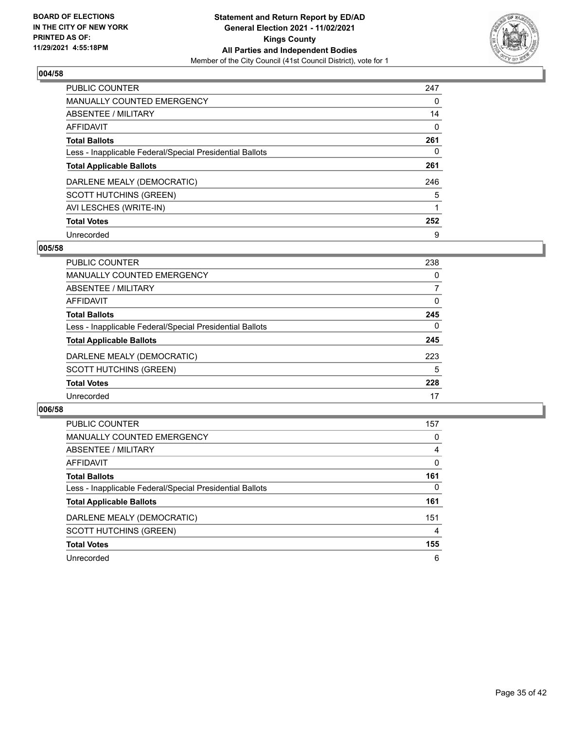**BOARD OF ELECTIONS IN THE CITY OF NEW YORK PRINTED AS OF: 11/29/2021 4:55:18PM**

**Statement and Return Report by ED/AD General Election 2021 - 11/02/2021 Kings County All Parties and Independent Bodies**
Member of the City Council (41st Council District), vote for 1

### 004/58

| | |
|---|---|
| PUBLIC COUNTER | 247 |
| MANUALLY COUNTED EMERGENCY | 0 |
| ABSENTEE / MILITARY | 14 |
| AFFIDAVIT | 0 |
| **Total Ballots** | **261** |
| Less - Inapplicable Federal/Special Presidential Ballots | 0 |
| **Total Applicable Ballots** | **261** |
| DARLENE MEALY (DEMOCRATIC) | 246 |
| SCOTT HUTCHINS (GREEN) | 5 |
| AVI LESCHES (WRITE-IN) | 1 |
| **Total Votes** | **252** |
| Unrecorded | 9 |

### 005/58

| | |
|---|---|
| PUBLIC COUNTER | 238 |
| MANUALLY COUNTED EMERGENCY | 0 |
| ABSENTEE / MILITARY | 7 |
| AFFIDAVIT | 0 |
| **Total Ballots** | **245** |
| Less - Inapplicable Federal/Special Presidential Ballots | 0 |
| **Total Applicable Ballots** | **245** |
| DARLENE MEALY (DEMOCRATIC) | 223 |
| SCOTT HUTCHINS (GREEN) | 5 |
| **Total Votes** | **228** |
| Unrecorded | 17 |

### 006/58

| | |
|---|---|
| PUBLIC COUNTER | 157 |
| MANUALLY COUNTED EMERGENCY | 0 |
| ABSENTEE / MILITARY | 4 |
| AFFIDAVIT | 0 |
| **Total Ballots** | **161** |
| Less - Inapplicable Federal/Special Presidential Ballots | 0 |
| **Total Applicable Ballots** | **161** |
| DARLENE MEALY (DEMOCRATIC) | 151 |
| SCOTT HUTCHINS (GREEN) | 4 |
| **Total Votes** | **155** |
| Unrecorded | 6 |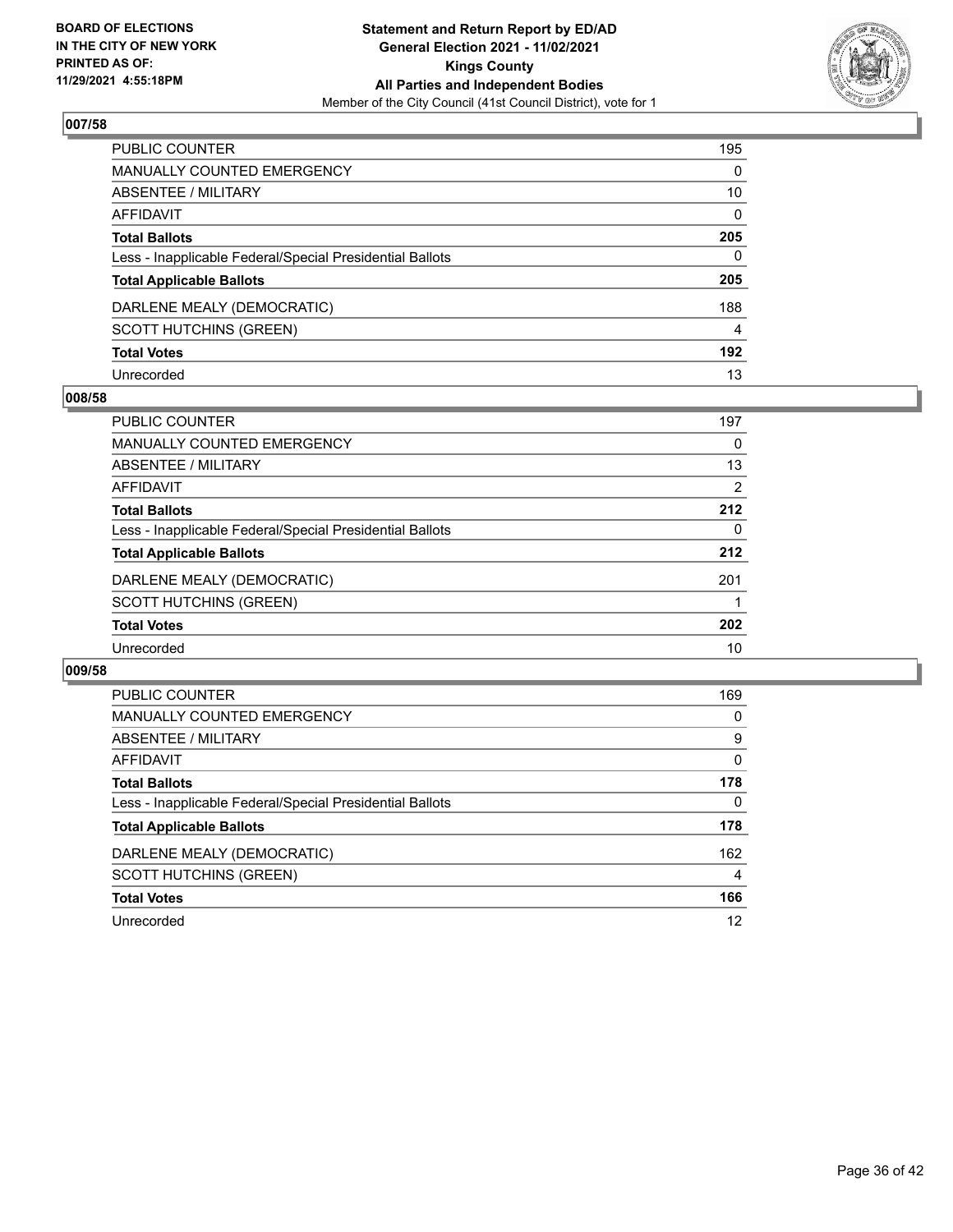## 007/58

| | |
|---|---|
| PUBLIC COUNTER | 195 |
| MANUALLY COUNTED EMERGENCY | 0 |
| ABSENTEE / MILITARY | 10 |
| AFFIDAVIT | 0 |
| **Total Ballots** | **205** |
| Less - Inapplicable Federal/Special Presidential Ballots | 0 |
| **Total Applicable Ballots** | **205** |
| DARLENE MEALY (DEMOCRATIC) | 188 |
| SCOTT HUTCHINS (GREEN) | 4 |
| **Total Votes** | **192** |
| Unrecorded | 13 |

## 008/58

| | |
|---|---|
| PUBLIC COUNTER | 197 |
| MANUALLY COUNTED EMERGENCY | 0 |
| ABSENTEE / MILITARY | 13 |
| AFFIDAVIT | 2 |
| **Total Ballots** | **212** |
| Less - Inapplicable Federal/Special Presidential Ballots | 0 |
| **Total Applicable Ballots** | **212** |
| DARLENE MEALY (DEMOCRATIC) | 201 |
| SCOTT HUTCHINS (GREEN) | 1 |
| **Total Votes** | **202** |
| Unrecorded | 10 |

## 009/58

| | |
|---|---|
| PUBLIC COUNTER | 169 |
| MANUALLY COUNTED EMERGENCY | 0 |
| ABSENTEE / MILITARY | 9 |
| AFFIDAVIT | 0 |
| **Total Ballots** | **178** |
| Less - Inapplicable Federal/Special Presidential Ballots | 0 |
| **Total Applicable Ballots** | **178** |
| DARLENE MEALY (DEMOCRATIC) | 162 |
| SCOTT HUTCHINS (GREEN) | 4 |
| **Total Votes** | **166** |
| Unrecorded | 12 |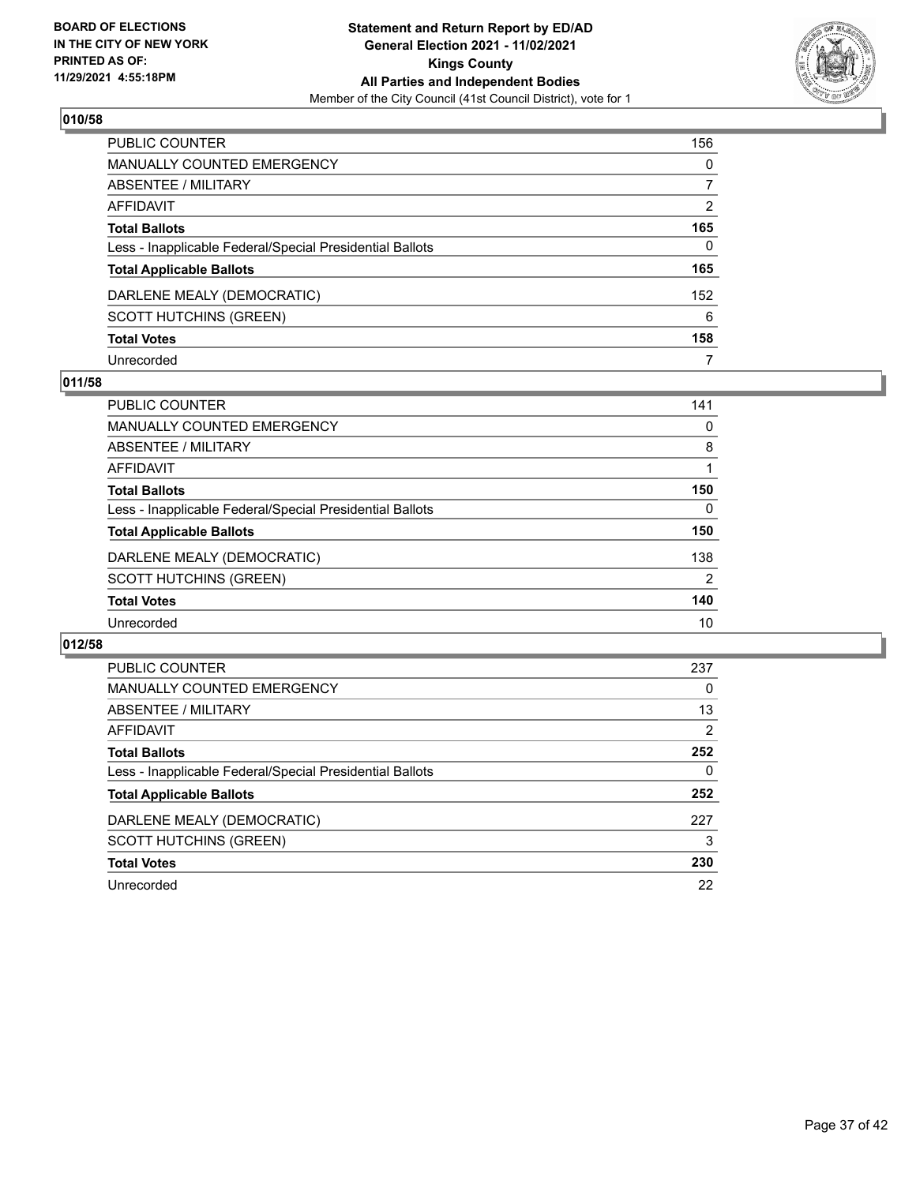BOARD OF ELECTIONS
IN THE CITY OF NEW YORK
PRINTED AS OF:
11/29/2021 4:55:18PM

**Statement and Return Report by ED/AD**
**General Election 2021 - 11/02/2021**
**Kings County**
**All Parties and Independent Bodies**
Member of the City Council (41st Council District), vote for 1

## 010/58

| | |
|---|---|
| PUBLIC COUNTER | 156 |
| MANUALLY COUNTED EMERGENCY | 0 |
| ABSENTEE / MILITARY | 7 |
| AFFIDAVIT | 2 |
| **Total Ballots** | **165** |
| Less - Inapplicable Federal/Special Presidential Ballots | 0 |
| **Total Applicable Ballots** | **165** |
| DARLENE MEALY (DEMOCRATIC) | 152 |
| SCOTT HUTCHINS (GREEN) | 6 |
| **Total Votes** | **158** |
| Unrecorded | 7 |

## 011/58

| | |
|---|---|
| PUBLIC COUNTER | 141 |
| MANUALLY COUNTED EMERGENCY | 0 |
| ABSENTEE / MILITARY | 8 |
| AFFIDAVIT | 1 |
| **Total Ballots** | **150** |
| Less - Inapplicable Federal/Special Presidential Ballots | 0 |
| **Total Applicable Ballots** | **150** |
| DARLENE MEALY (DEMOCRATIC) | 138 |
| SCOTT HUTCHINS (GREEN) | 2 |
| **Total Votes** | **140** |
| Unrecorded | 10 |

## 012/58

| | |
|---|---|
| PUBLIC COUNTER | 237 |
| MANUALLY COUNTED EMERGENCY | 0 |
| ABSENTEE / MILITARY | 13 |
| AFFIDAVIT | 2 |
| **Total Ballots** | **252** |
| Less - Inapplicable Federal/Special Presidential Ballots | 0 |
| **Total Applicable Ballots** | **252** |
| DARLENE MEALY (DEMOCRATIC) | 227 |
| SCOTT HUTCHINS (GREEN) | 3 |
| **Total Votes** | **230** |
| Unrecorded | 22 |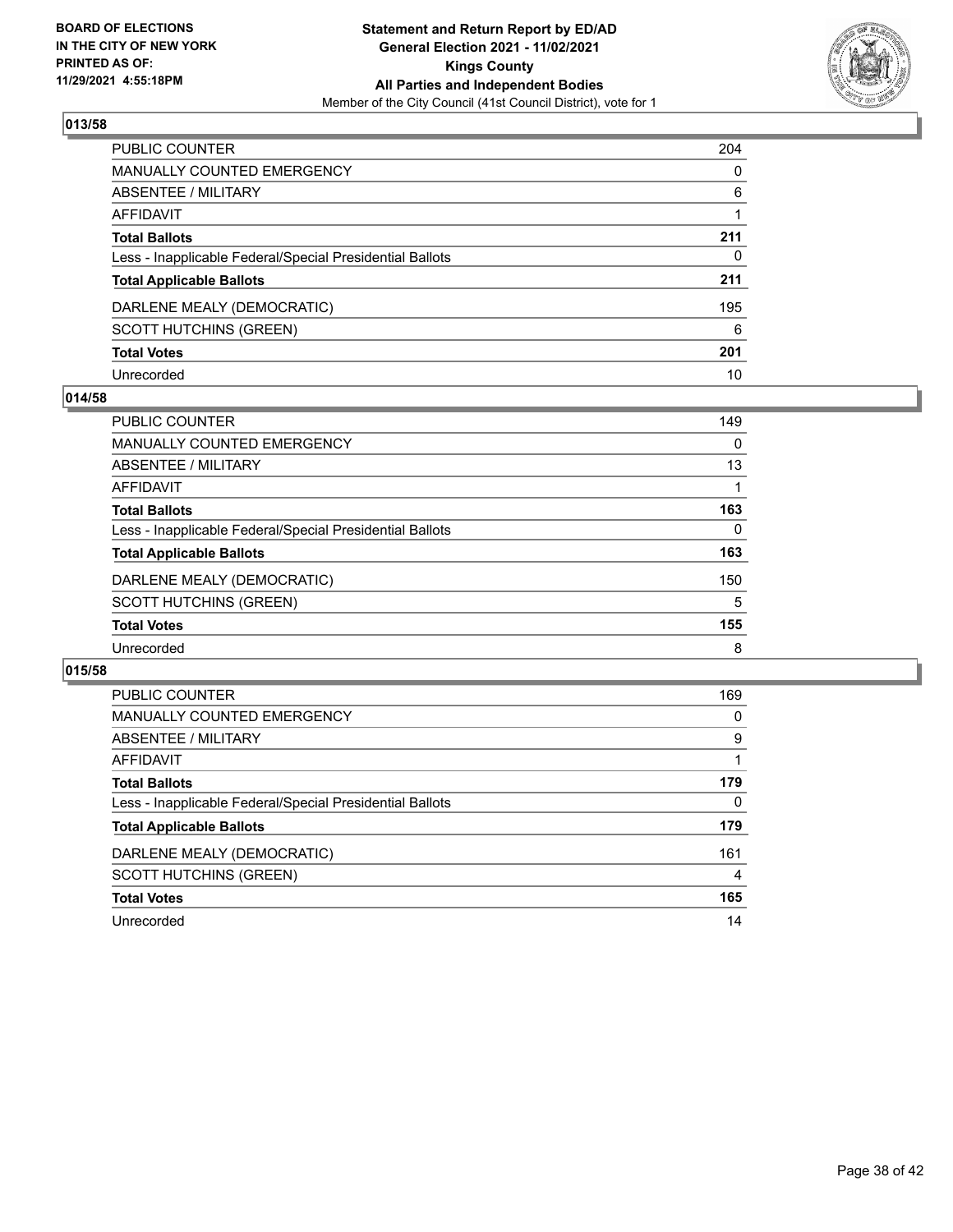### 013/58

| | |
|---|---|
| PUBLIC COUNTER | 204 |
| MANUALLY COUNTED EMERGENCY | 0 |
| ABSENTEE / MILITARY | 6 |
| AFFIDAVIT | 1 |
| **Total Ballots** | **211** |
| Less - Inapplicable Federal/Special Presidential Ballots | 0 |
| **Total Applicable Ballots** | **211** |
| DARLENE MEALY (DEMOCRATIC) | 195 |
| SCOTT HUTCHINS (GREEN) | 6 |
| **Total Votes** | **201** |
| Unrecorded | 10 |

### 014/58

| | |
|---|---|
| PUBLIC COUNTER | 149 |
| MANUALLY COUNTED EMERGENCY | 0 |
| ABSENTEE / MILITARY | 13 |
| AFFIDAVIT | 1 |
| **Total Ballots** | **163** |
| Less - Inapplicable Federal/Special Presidential Ballots | 0 |
| **Total Applicable Ballots** | **163** |
| DARLENE MEALY (DEMOCRATIC) | 150 |
| SCOTT HUTCHINS (GREEN) | 5 |
| **Total Votes** | **155** |
| Unrecorded | 8 |

### 015/58

| | |
|---|---|
| PUBLIC COUNTER | 169 |
| MANUALLY COUNTED EMERGENCY | 0 |
| ABSENTEE / MILITARY | 9 |
| AFFIDAVIT | 1 |
| **Total Ballots** | **179** |
| Less - Inapplicable Federal/Special Presidential Ballots | 0 |
| **Total Applicable Ballots** | **179** |
| DARLENE MEALY (DEMOCRATIC) | 161 |
| SCOTT HUTCHINS (GREEN) | 4 |
| **Total Votes** | **165** |
| Unrecorded | 14 |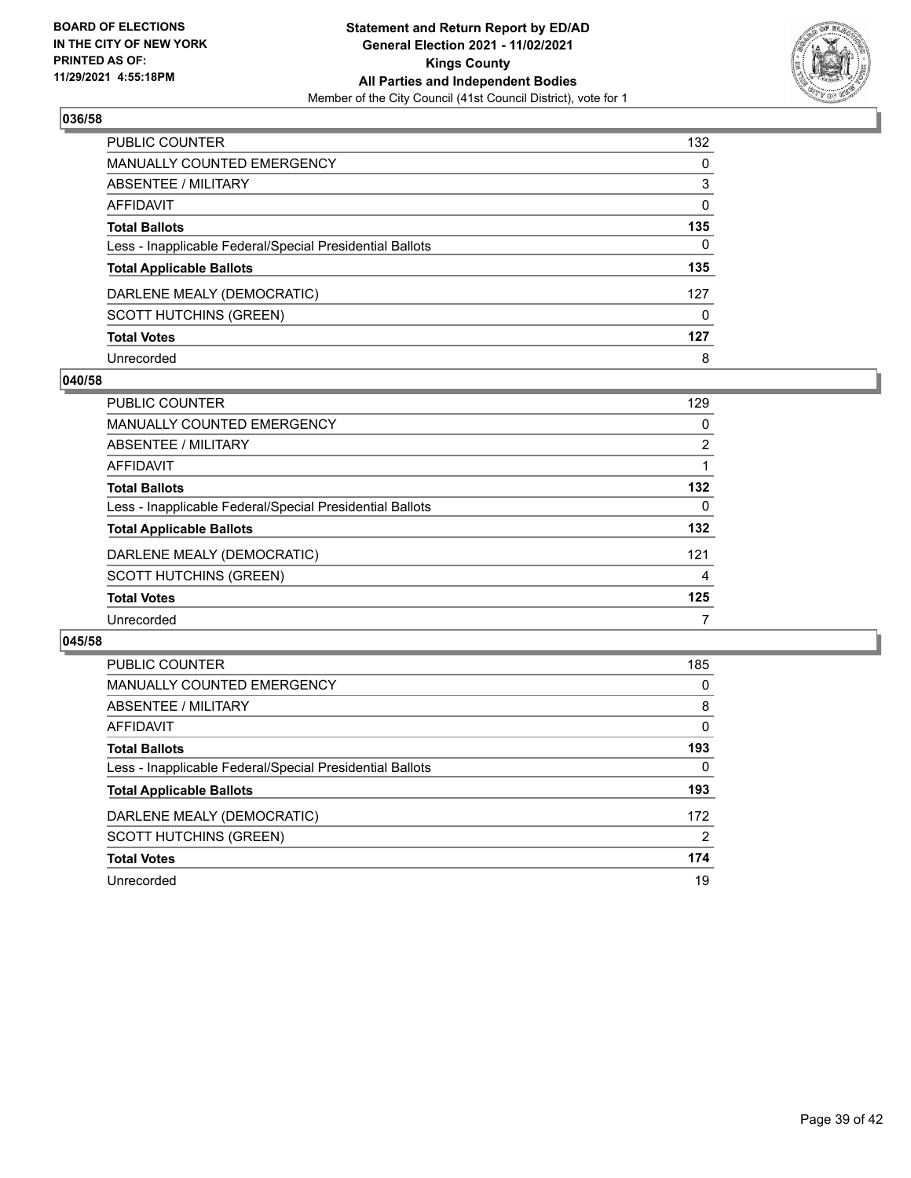## 036/58

| | |
|---|---|
| PUBLIC COUNTER | 132 |
| MANUALLY COUNTED EMERGENCY | 0 |
| ABSENTEE / MILITARY | 3 |
| AFFIDAVIT | 0 |
| **Total Ballots** | **135** |
| Less - Inapplicable Federal/Special Presidential Ballots | 0 |
| **Total Applicable Ballots** | **135** |
| DARLENE MEALY (DEMOCRATIC) | 127 |
| SCOTT HUTCHINS (GREEN) | 0 |
| **Total Votes** | **127** |
| Unrecorded | 8 |

## 040/58

| | |
|---|---|
| PUBLIC COUNTER | 129 |
| MANUALLY COUNTED EMERGENCY | 0 |
| ABSENTEE / MILITARY | 2 |
| AFFIDAVIT | 1 |
| **Total Ballots** | **132** |
| Less - Inapplicable Federal/Special Presidential Ballots | 0 |
| **Total Applicable Ballots** | **132** |
| DARLENE MEALY (DEMOCRATIC) | 121 |
| SCOTT HUTCHINS (GREEN) | 4 |
| **Total Votes** | **125** |
| Unrecorded | 7 |

## 045/58

| | |
|---|---|
| PUBLIC COUNTER | 185 |
| MANUALLY COUNTED EMERGENCY | 0 |
| ABSENTEE / MILITARY | 8 |
| AFFIDAVIT | 0 |
| **Total Ballots** | **193** |
| Less - Inapplicable Federal/Special Presidential Ballots | 0 |
| **Total Applicable Ballots** | **193** |
| DARLENE MEALY (DEMOCRATIC) | 172 |
| SCOTT HUTCHINS (GREEN) | 2 |
| **Total Votes** | **174** |
| Unrecorded | 19 |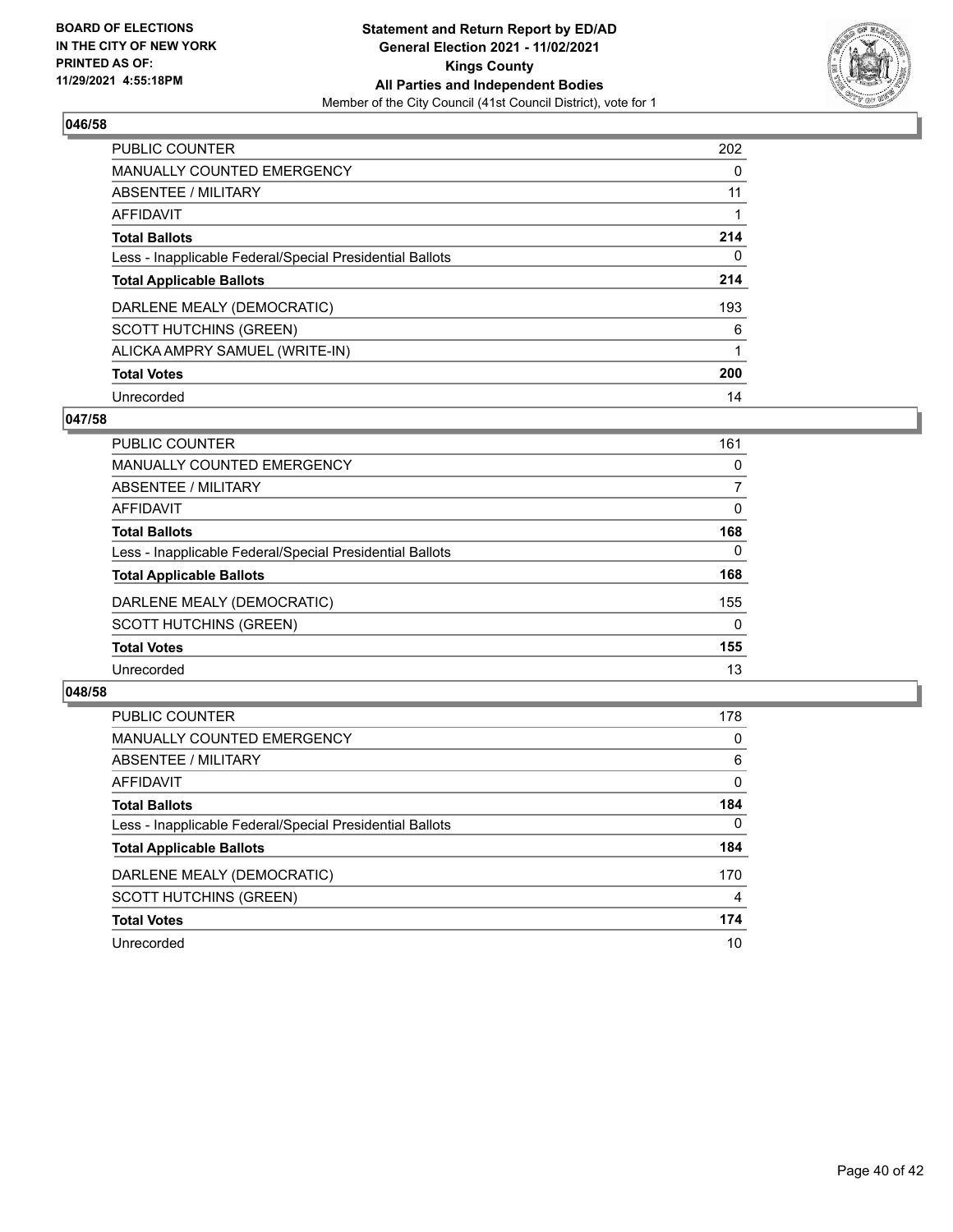## 046/58

| | |
|---|---|
| PUBLIC COUNTER | 202 |
| MANUALLY COUNTED EMERGENCY | 0 |
| ABSENTEE / MILITARY | 11 |
| AFFIDAVIT | 1 |
| **Total Ballots** | **214** |
| Less - Inapplicable Federal/Special Presidential Ballots | 0 |
| **Total Applicable Ballots** | **214** |
| DARLENE MEALY (DEMOCRATIC) | 193 |
| SCOTT HUTCHINS (GREEN) | 6 |
| ALICKA AMPRY SAMUEL (WRITE-IN) | 1 |
| **Total Votes** | **200** |
| Unrecorded | 14 |

## 047/58

| | |
|---|---|
| PUBLIC COUNTER | 161 |
| MANUALLY COUNTED EMERGENCY | 0 |
| ABSENTEE / MILITARY | 7 |
| AFFIDAVIT | 0 |
| **Total Ballots** | **168** |
| Less - Inapplicable Federal/Special Presidential Ballots | 0 |
| **Total Applicable Ballots** | **168** |
| DARLENE MEALY (DEMOCRATIC) | 155 |
| SCOTT HUTCHINS (GREEN) | 0 |
| **Total Votes** | **155** |
| Unrecorded | 13 |

## 048/58

| | |
|---|---|
| PUBLIC COUNTER | 178 |
| MANUALLY COUNTED EMERGENCY | 0 |
| ABSENTEE / MILITARY | 6 |
| AFFIDAVIT | 0 |
| **Total Ballots** | **184** |
| Less - Inapplicable Federal/Special Presidential Ballots | 0 |
| **Total Applicable Ballots** | **184** |
| DARLENE MEALY (DEMOCRATIC) | 170 |
| SCOTT HUTCHINS (GREEN) | 4 |
| **Total Votes** | **174** |
| Unrecorded | 10 |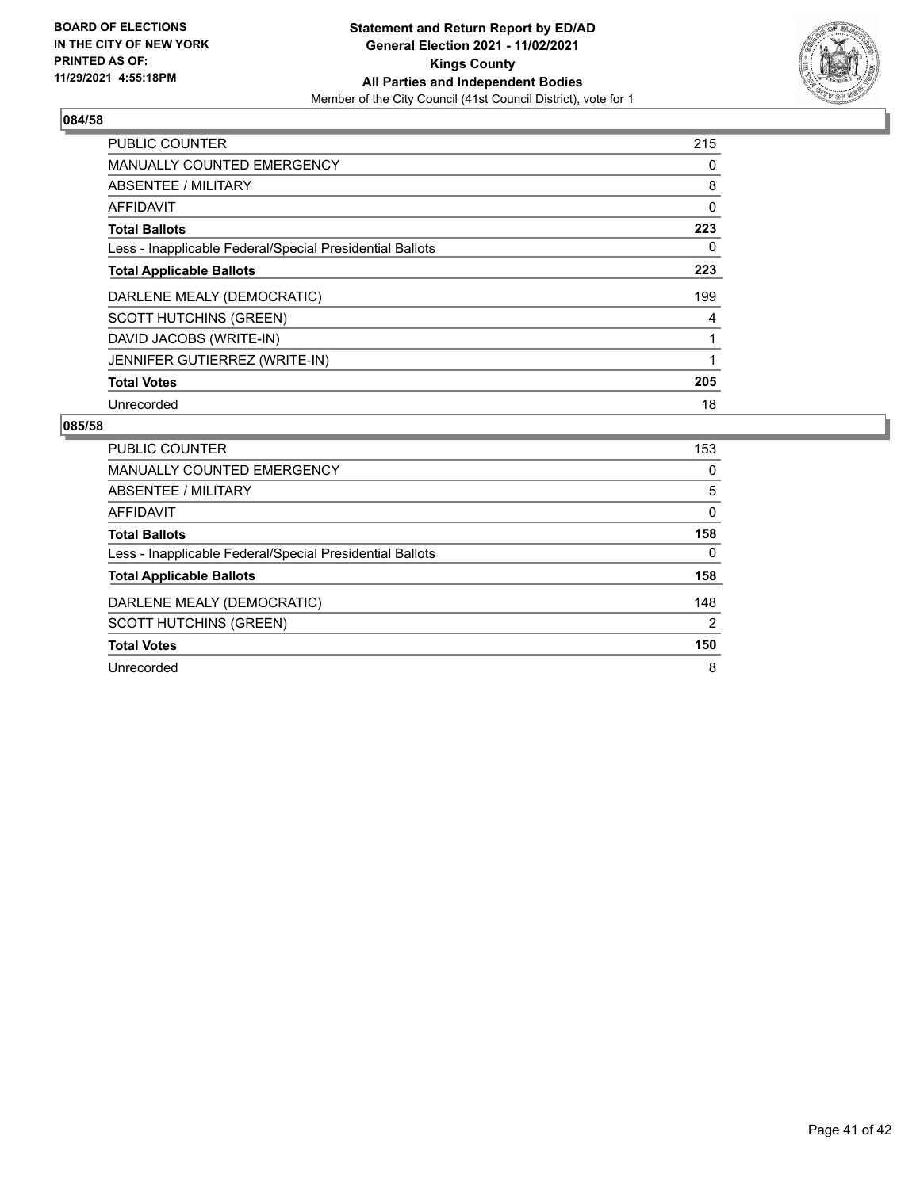BOARD OF ELECTIONS
IN THE CITY OF NEW YORK
PRINTED AS OF:
11/29/2021 4:55:18PM

**Statement and Return Report by ED/AD**
**General Election 2021 - 11/02/2021**
**Kings County**
**All Parties and Independent Bodies**
Member of the City Council (41st Council District), vote for 1

### 084/58

| | |
|---|---|
| PUBLIC COUNTER | 215 |
| MANUALLY COUNTED EMERGENCY | 0 |
| ABSENTEE / MILITARY | 8 |
| AFFIDAVIT | 0 |
| **Total Ballots** | **223** |
| Less - Inapplicable Federal/Special Presidential Ballots | 0 |
| **Total Applicable Ballots** | **223** |
| DARLENE MEALY (DEMOCRATIC) | 199 |
| SCOTT HUTCHINS (GREEN) | 4 |
| DAVID JACOBS (WRITE-IN) | 1 |
| JENNIFER GUTIERREZ (WRITE-IN) | 1 |
| **Total Votes** | **205** |
| Unrecorded | 18 |

### 085/58

| | |
|---|---|
| PUBLIC COUNTER | 153 |
| MANUALLY COUNTED EMERGENCY | 0 |
| ABSENTEE / MILITARY | 5 |
| AFFIDAVIT | 0 |
| **Total Ballots** | **158** |
| Less - Inapplicable Federal/Special Presidential Ballots | 0 |
| **Total Applicable Ballots** | **158** |
| DARLENE MEALY (DEMOCRATIC) | 148 |
| SCOTT HUTCHINS (GREEN) | 2 |
| **Total Votes** | **150** |
| Unrecorded | 8 |